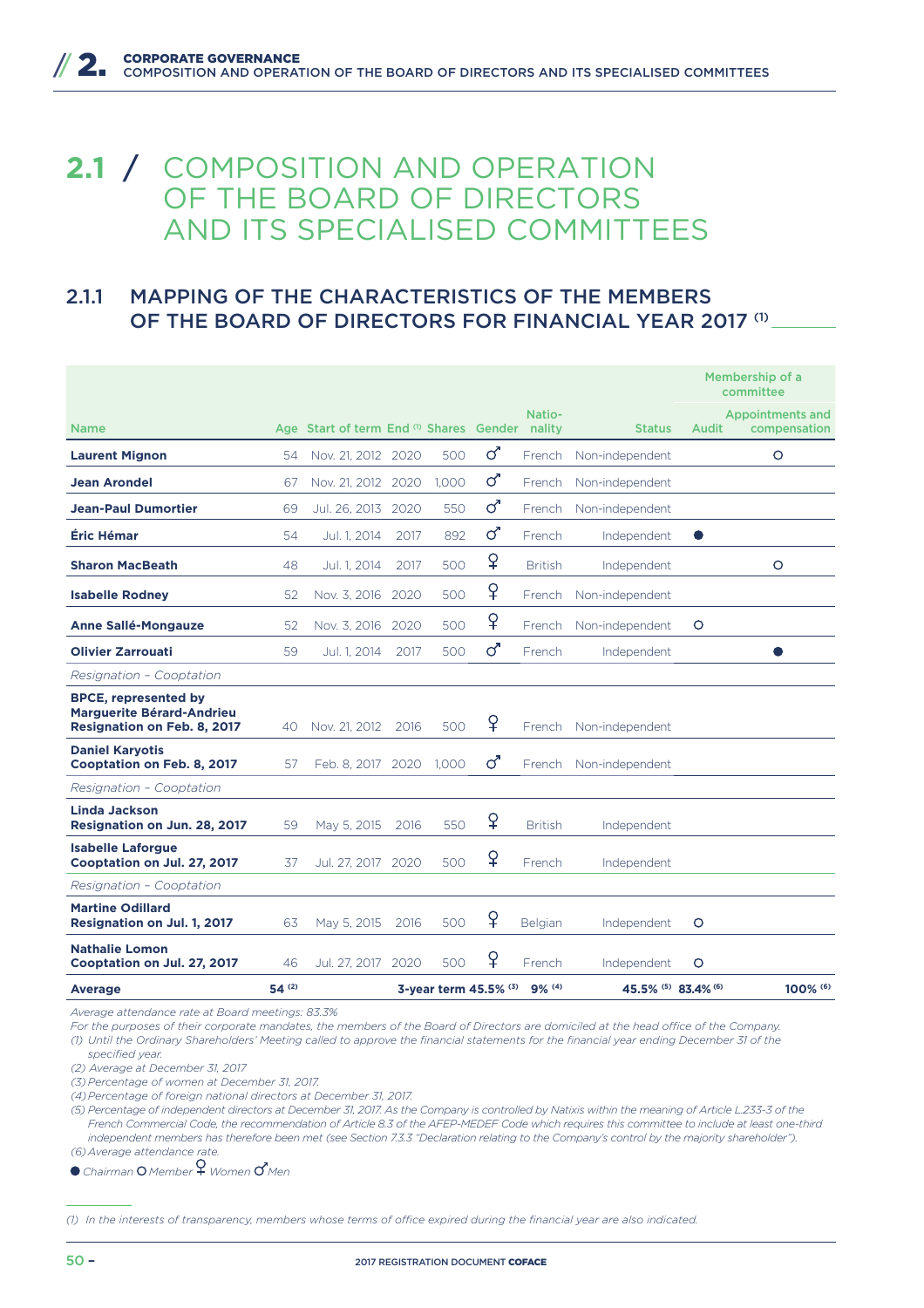# 2.1 / COMPOSITION AND OPERATION OF THE BOARD OF DIRECTORS AND ITS SPECIALISED COMMITTEES

## 2.1.1 MAPPING OF THE CHARACTERISTICS OF THE MEMBERS OF THE BOARD OF DIRECTORS FOR FINANCIAL YEAR 2017 (1)

| Name | Age | Start of term | End (1) | Shares | Gender | Nationality | Status | Membership of a committee: Audit | Membership of a committee: Appointments and compensation |
|---|---|---|---|---|---|---|---|---|---|
| **Laurent Mignon** | 54 | Nov. 21, 2012 | 2020 | 500 | ♂ | French | Non-independent | | ○ |
| **Jean Arondel** | 67 | Nov. 21, 2012 | 2020 | 1,000 | ♂ | French | Non-independent | | |
| **Jean-Paul Dumortier** | 69 | Jul. 26, 2013 | 2020 | 550 | ♂ | French | Non-independent | | |
| **Éric Hémar** | 54 | Jul. 1, 2014 | 2017 | 892 | ♂ | French | Independent | ● | |
| **Sharon MacBeath** | 48 | Jul. 1, 2014 | 2017 | 500 | ♀ | British | Independent | | ○ |
| **Isabelle Rodney** | 52 | Nov. 3, 2016 | 2020 | 500 | ♀ | French | Non-independent | | |
| **Anne Sallé-Mongauze** | 52 | Nov. 3, 2016 | 2020 | 500 | ♀ | French | Non-independent | ○ | |
| **Olivier Zarrouati** | 59 | Jul. 1, 2014 | 2017 | 500 | ♂ | French | Independent | | ● |
| *Resignation – Cooptation* | | | | | | | | | |
| **BPCE, represented by Marguerite Bérard-Andrieu Resignation on Feb. 8, 2017** | 40 | Nov. 21, 2012 | 2016 | 500 | ♀ | French | Non-independent | | |
| **Daniel Karyotis Cooptation on Feb. 8, 2017** | 57 | Feb. 8, 2017 | 2020 | 1,000 | ♂ | French | Non-independent | | |
| *Resignation – Cooptation* | | | | | | | | | |
| **Linda Jackson Resignation on Jun. 28, 2017** | 59 | May 5, 2015 | 2016 | 550 | ♀ | British | Independent | | |
| **Isabelle Laforgue Cooptation on Jul. 27, 2017** | 37 | Jul. 27, 2017 | 2020 | 500 | ♀ | French | Independent | | |
| *Resignation – Cooptation* | | | | | | | | | |
| **Martine Odillard Resignation on Jul. 1, 2017** | 63 | May 5, 2015 | 2016 | 500 | ♀ | Belgian | Independent | ○ | |
| **Nathalie Lomon Cooptation on Jul. 27, 2017** | 46 | Jul. 27, 2017 | 2020 | 500 | ♀ | French | Independent | ○ | |
| **Average** | 54 (2) | | 3-year term | | 45.5% (3) | 9% (4) | 45.5% (5) | 83.4% (6) | 100% (6) |

*Average attendance rate at Board meetings: 83.3%*

*For the purposes of their corporate mandates, the members of the Board of Directors are domiciled at the head office of the Company.*

*(1) Until the Ordinary Shareholders' Meeting called to approve the financial statements for the financial year ending December 31 of the specified year.*

*(2) Average at December 31, 2017*

*(3) Percentage of women at December 31, 2017.*

*(4) Percentage of foreign national directors at December 31, 2017.*

*(5) Percentage of independent directors at December 31, 2017. As the Company is controlled by Natixis within the meaning of Article L.233-3 of the French Commercial Code, the recommendation of Article 8.3 of the AFEP-MEDEF Code which requires this committee to include at least one-third independent members has therefore been met (see Section 7.3.3 "Declaration relating to the Company's control by the majority shareholder").*

*(6) Average attendance rate.*

● *Chairman* ○ *Member* ♀ *Women* ♂ *Men*

*(1) In the interests of transparency, members whose terms of office expired during the financial year are also indicated.*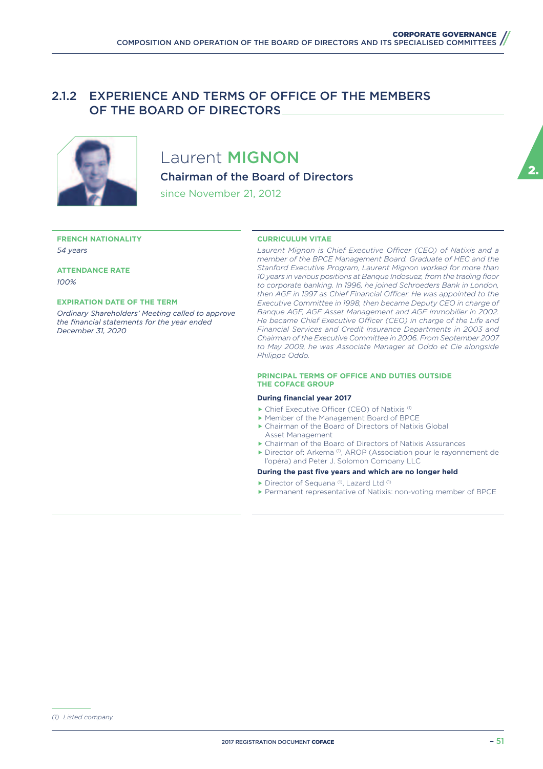## 2.1.2 EXPERIENCE AND TERMS OF OFFICE OF THE MEMBERS OF THE BOARD OF DIRECTORS

# Laurent MIGNON

**Chairman of the Board of Directors**

since November 21, 2012

**FRENCH NATIONALITY**

*54 years*

**ATTENDANCE RATE**

*100%*

**EXPIRATION DATE OF THE TERM**

*Ordinary Shareholders' Meeting called to approve the financial statements for the year ended December 31, 2020*

**CURRICULUM VITAE**

*Laurent Mignon is Chief Executive Officer (CEO) of Natixis and a member of the BPCE Management Board. Graduate of HEC and the Stanford Executive Program, Laurent Mignon worked for more than 10 years in various positions at Banque Indosuez, from the trading floor to corporate banking. In 1996, he joined Schroeders Bank in London, then AGF in 1997 as Chief Financial Officer. He was appointed to the Executive Committee in 1998, then became Deputy CEO in charge of Banque AGF, AGF Asset Management and AGF Immobilier in 2002. He became Chief Executive Officer (CEO) in charge of the Life and Financial Services and Credit Insurance Departments in 2003 and Chairman of the Executive Committee in 2006. From September 2007 to May 2009, he was Associate Manager at Oddo et Cie alongside Philippe Oddo.*

**PRINCIPAL TERMS OF OFFICE AND DUTIES OUTSIDE THE COFACE GROUP**

**During financial year 2017**

- Chief Executive Officer (CEO) of Natixis [1]
- Member of the Management Board of BPCE
- Chairman of the Board of Directors of Natixis Global Asset Management
- Chairman of the Board of Directors of Natixis Assurances
- Director of: Arkema [1], AROP (Association pour le rayonnement de l'opéra) and Peter J. Solomon Company LLC

**During the past five years and which are no longer held**

- Director of Sequana [1], Lazard Ltd [1]
- Permanent representative of Natixis: non-voting member of BPCE

*(1) Listed company.*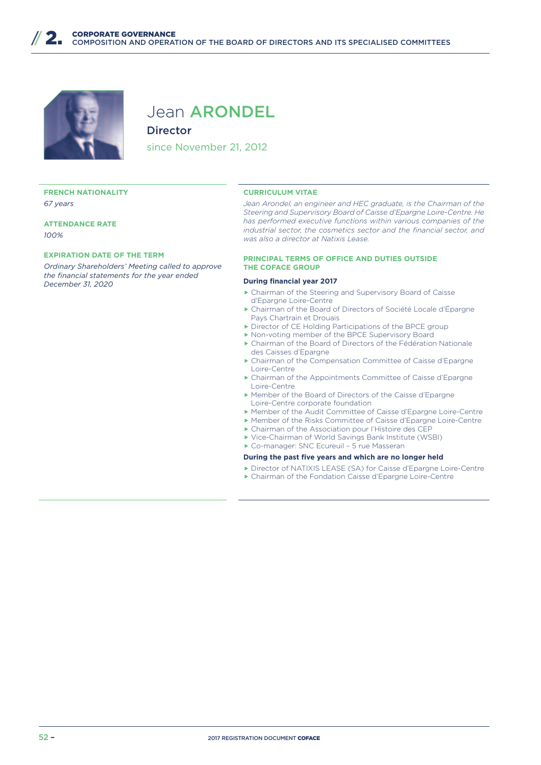# Jean ARONDEL

**Director**

since November 21, 2012

**FRENCH NATIONALITY**

*67 years*

**ATTENDANCE RATE**

*100%*

**EXPIRATION DATE OF THE TERM**

*Ordinary Shareholders' Meeting called to approve the financial statements for the year ended December 31, 2020*

**CURRICULUM VITAE**

*Jean Arondel, an engineer and HEC graduate, is the Chairman of the Steering and Supervisory Board of Caisse d'Epargne Loire-Centre. He has performed executive functions within various companies of the industrial sector, the cosmetics sector and the financial sector, and was also a director at Natixis Lease.*

**PRINCIPAL TERMS OF OFFICE AND DUTIES OUTSIDE THE COFACE GROUP**

**During financial year 2017**

- Chairman of the Steering and Supervisory Board of Caisse d'Epargne Loire-Centre
- Chairman of the Board of Directors of Société Locale d'Épargne Pays Chartrain et Drouais
- Director of CE Holding Participations of the BPCE group
- Non-voting member of the BPCE Supervisory Board
- Chairman of the Board of Directors of the Fédération Nationale des Caisses d'Epargne
- Chairman of the Compensation Committee of Caisse d'Epargne Loire-Centre
- Chairman of the Appointments Committee of Caisse d'Epargne Loire-Centre
- Member of the Board of Directors of the Caisse d'Epargne Loire-Centre corporate foundation
- Member of the Audit Committee of Caisse d'Epargne Loire-Centre
- Member of the Risks Committee of Caisse d'Epargne Loire-Centre
- Chairman of the Association pour l'Histoire des CEP
- Vice-Chairman of World Savings Bank Institute (WSBI)
- Co-manager: SNC Ecureuil – 5 rue Masseran

**During the past five years and which are no longer held**

- Director of NATIXIS LEASE (SA) for Caisse d'Epargne Loire-Centre
- Chairman of the Fondation Caisse d'Epargne Loire-Centre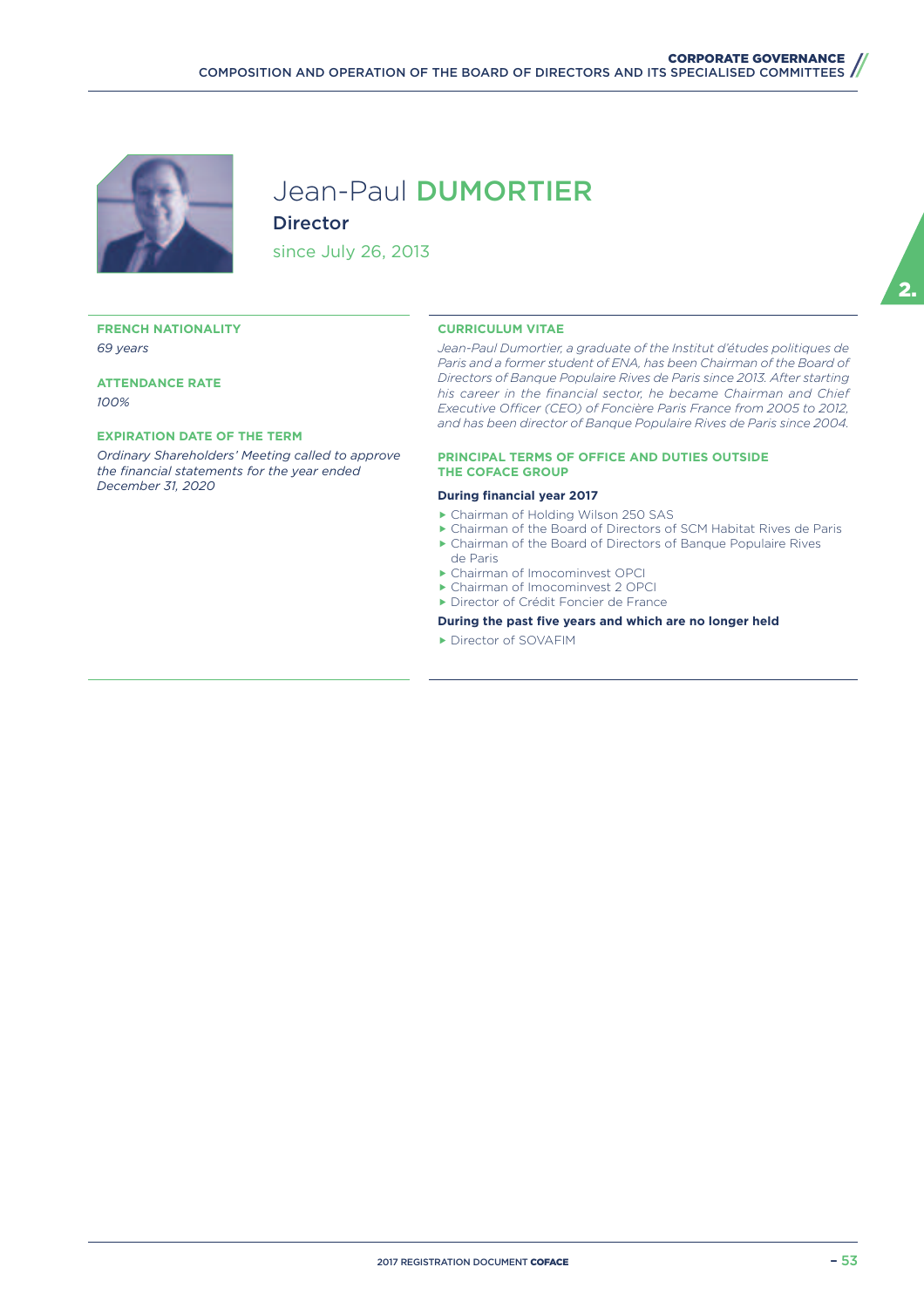# Jean-Paul DUMORTIER

**Director**

since July 26, 2013

**FRENCH NATIONALITY**

*69 years*

**ATTENDANCE RATE**

*100%*

**EXPIRATION DATE OF THE TERM**

*Ordinary Shareholders' Meeting called to approve the financial statements for the year ended December 31, 2020*

**CURRICULUM VITAE**

*Jean-Paul Dumortier, a graduate of the Institut d'études politiques de Paris and a former student of ENA, has been Chairman of the Board of Directors of Banque Populaire Rives de Paris since 2013. After starting his career in the financial sector, he became Chairman and Chief Executive Officer (CEO) of Foncière Paris France from 2005 to 2012, and has been director of Banque Populaire Rives de Paris since 2004.*

**PRINCIPAL TERMS OF OFFICE AND DUTIES OUTSIDE THE COFACE GROUP**

**During financial year 2017**

- Chairman of Holding Wilson 250 SAS
- Chairman of the Board of Directors of SCM Habitat Rives de Paris
- Chairman of the Board of Directors of Banque Populaire Rives de Paris
- Chairman of Imocominvest OPCI
- Chairman of Imocominvest 2 OPCI
- Director of Crédit Foncier de France

**During the past five years and which are no longer held**

- Director of SOVAFIM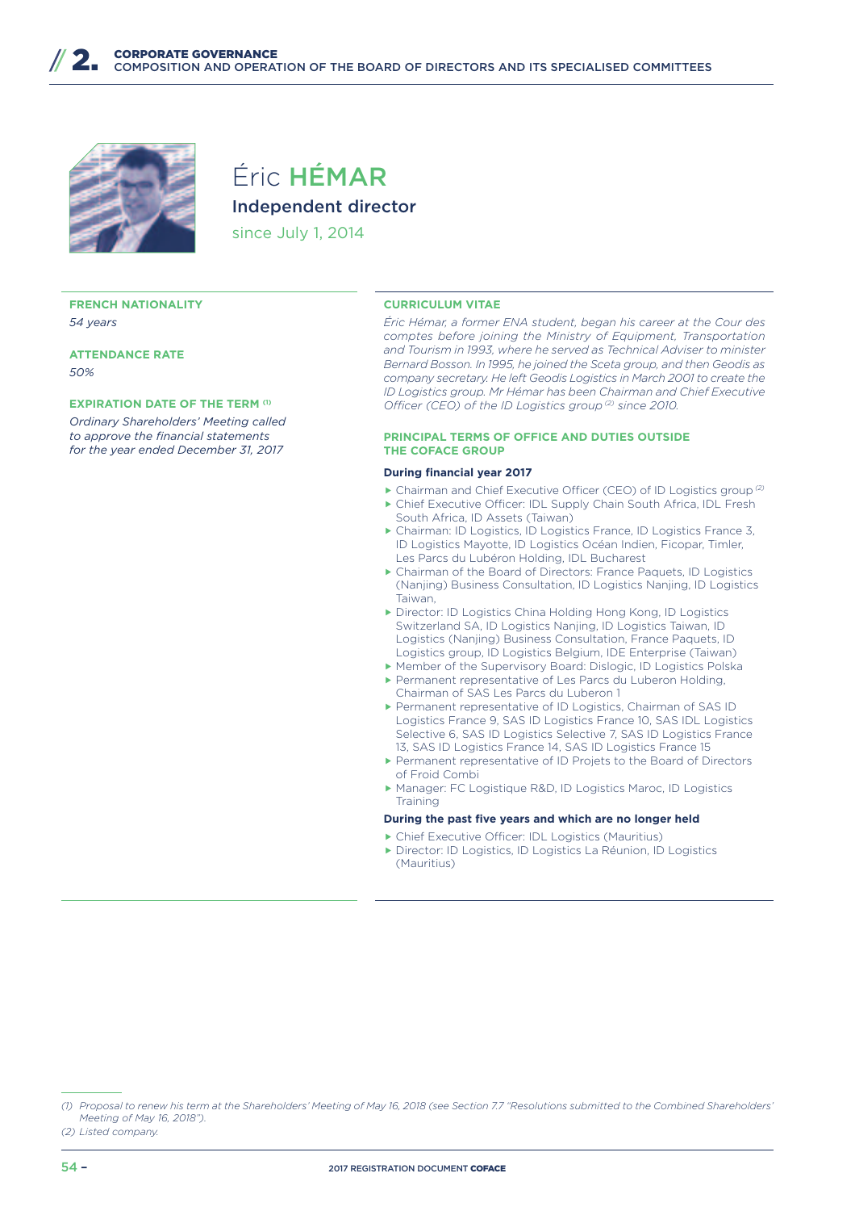# Éric HÉMAR

## Independent director

since July 1, 2014

**FRENCH NATIONALITY**

*54 years*

**ATTENDANCE RATE**

*50%*

**EXPIRATION DATE OF THE TERM [1]**

*Ordinary Shareholders' Meeting called to approve the financial statements for the year ended December 31, 2017*

**CURRICULUM VITAE**

*Éric Hémar, a former ENA student, began his career at the Cour des comptes before joining the Ministry of Equipment, Transportation and Tourism in 1993, where he served as Technical Adviser to minister Bernard Bosson. In 1995, he joined the Sceta group, and then Geodis as company secretary. He left Geodis Logistics in March 2001 to create the ID Logistics group. Mr Hémar has been Chairman and Chief Executive Officer (CEO) of the ID Logistics group [2] since 2010.*

**PRINCIPAL TERMS OF OFFICE AND DUTIES OUTSIDE THE COFACE GROUP**

**During financial year 2017**

- Chairman and Chief Executive Officer (CEO) of ID Logistics group [2]
- Chief Executive Officer: IDL Supply Chain South Africa, IDL Fresh South Africa, ID Assets (Taiwan)
- Chairman: ID Logistics, ID Logistics France, ID Logistics France 3, ID Logistics Mayotte, ID Logistics Océan Indien, Ficopar, Timler, Les Parcs du Lubéron Holding, IDL Bucharest
- Chairman of the Board of Directors: France Paquets, ID Logistics (Nanjing) Business Consultation, ID Logistics Nanjing, ID Logistics Taiwan,
- Director: ID Logistics China Holding Hong Kong, ID Logistics Switzerland SA, ID Logistics Nanjing, ID Logistics Taiwan, ID Logistics (Nanjing) Business Consultation, France Paquets, ID Logistics group, ID Logistics Belgium, IDE Enterprise (Taiwan)
- Member of the Supervisory Board: Dislogic, ID Logistics Polska
- Permanent representative of Les Parcs du Luberon Holding, Chairman of SAS Les Parcs du Luberon 1
- Permanent representative of ID Logistics, Chairman of SAS ID Logistics France 9, SAS ID Logistics France 10, SAS IDL Logistics Selective 6, SAS ID Logistics Selective 7, SAS ID Logistics France 13, SAS ID Logistics France 14, SAS ID Logistics France 15
- Permanent representative of ID Projets to the Board of Directors of Froid Combi
- Manager: FC Logistique R&D, ID Logistics Maroc, ID Logistics Training

**During the past five years and which are no longer held**

- Chief Executive Officer: IDL Logistics (Mauritius)
- Director: ID Logistics, ID Logistics La Réunion, ID Logistics (Mauritius)

*(1) Proposal to renew his term at the Shareholders' Meeting of May 16, 2018 (see Section 7.7 "Resolutions submitted to the Combined Shareholders' Meeting of May 16, 2018").*

*(2) Listed company.*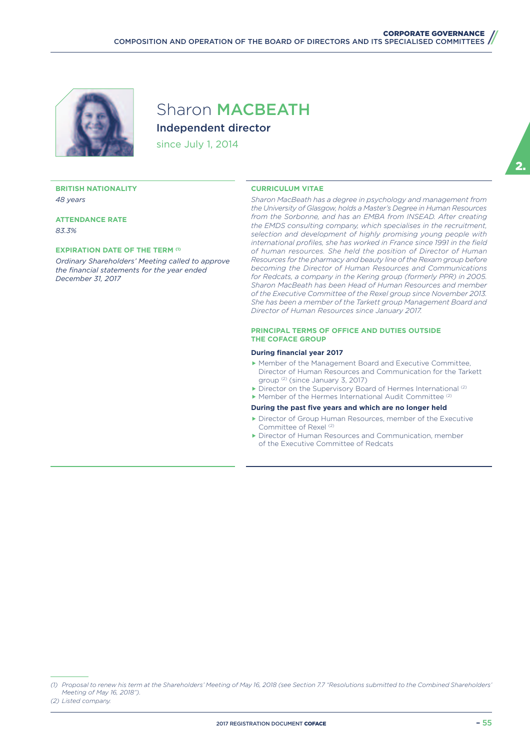# Sharon MACBEATH

## Independent director

since July 1, 2014

**BRITISH NATIONALITY**

*48 years*

**ATTENDANCE RATE**

*83.3%*

**EXPIRATION DATE OF THE TERM** [(1)]

*Ordinary Shareholders' Meeting called to approve the financial statements for the year ended December 31, 2017*

**CURRICULUM VITAE**

*Sharon MacBeath has a degree in psychology and management from the University of Glasgow, holds a Master's Degree in Human Resources from the Sorbonne, and has an EMBA from INSEAD. After creating the EMDS consulting company, which specialises in the recruitment, selection and development of highly promising young people with international profiles, she has worked in France since 1991 in the field of human resources. She held the position of Director of Human Resources for the pharmacy and beauty line of the Rexam group before becoming the Director of Human Resources and Communications for Redcats, a company in the Kering group (formerly PPR) in 2005. Sharon MacBeath has been Head of Human Resources and member of the Executive Committee of the Rexel group since November 2013. She has been a member of the Tarkett group Management Board and Director of Human Resources since January 2017.*

**PRINCIPAL TERMS OF OFFICE AND DUTIES OUTSIDE THE COFACE GROUP**

**During financial year 2017**

- Member of the Management Board and Executive Committee, Director of Human Resources and Communication for the Tarkett group [(2)] (since January 3, 2017)
- Director on the Supervisory Board of Hermes International [(2)]
- Member of the Hermes International Audit Committee [(2)]

**During the past five years and which are no longer held**

- Director of Group Human Resources, member of the Executive Committee of Rexel [(2)]
- Director of Human Resources and Communication, member of the Executive Committee of Redcats

*(1) Proposal to renew his term at the Shareholders' Meeting of May 16, 2018 (see Section 7.7 "Resolutions submitted to the Combined Shareholders' Meeting of May 16, 2018").*

*(2) Listed company.*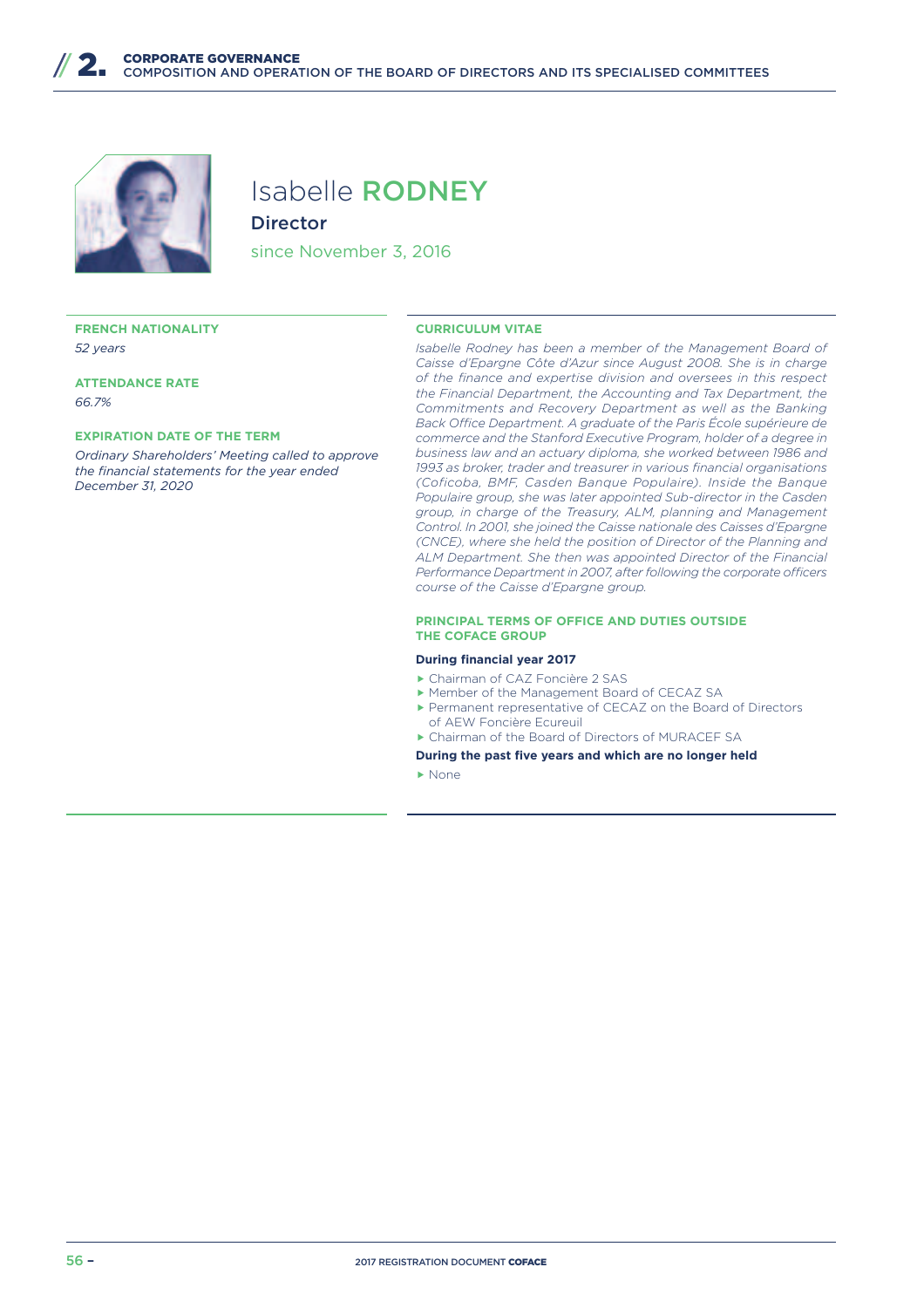# Isabelle RODNEY

**Director**

since November 3, 2016

**FRENCH NATIONALITY**

*52 years*

**ATTENDANCE RATE**

*66.7%*

**EXPIRATION DATE OF THE TERM**

*Ordinary Shareholders' Meeting called to approve the financial statements for the year ended December 31, 2020*

**CURRICULUM VITAE**

*Isabelle Rodney has been a member of the Management Board of Caisse d'Epargne Côte d'Azur since August 2008. She is in charge of the finance and expertise division and oversees in this respect the Financial Department, the Accounting and Tax Department, the Commitments and Recovery Department as well as the Banking Back Office Department. A graduate of the Paris École supérieure de commerce and the Stanford Executive Program, holder of a degree in business law and an actuary diploma, she worked between 1986 and 1993 as broker, trader and treasurer in various financial organisations (Coficoba, BMF, Casden Banque Populaire). Inside the Banque Populaire group, she was later appointed Sub-director in the Casden group, in charge of the Treasury, ALM, planning and Management Control. In 2001, she joined the Caisse nationale des Caisses d'Epargne (CNCE), where she held the position of Director of the Planning and ALM Department. She then was appointed Director of the Financial Performance Department in 2007, after following the corporate officers course of the Caisse d'Epargne group.*

**PRINCIPAL TERMS OF OFFICE AND DUTIES OUTSIDE THE COFACE GROUP**

**During financial year 2017**

- Chairman of CAZ Foncière 2 SAS
- Member of the Management Board of CECAZ SA
- Permanent representative of CECAZ on the Board of Directors of AEW Foncière Ecureuil
- Chairman of the Board of Directors of MURACEF SA

**During the past five years and which are no longer held**

- None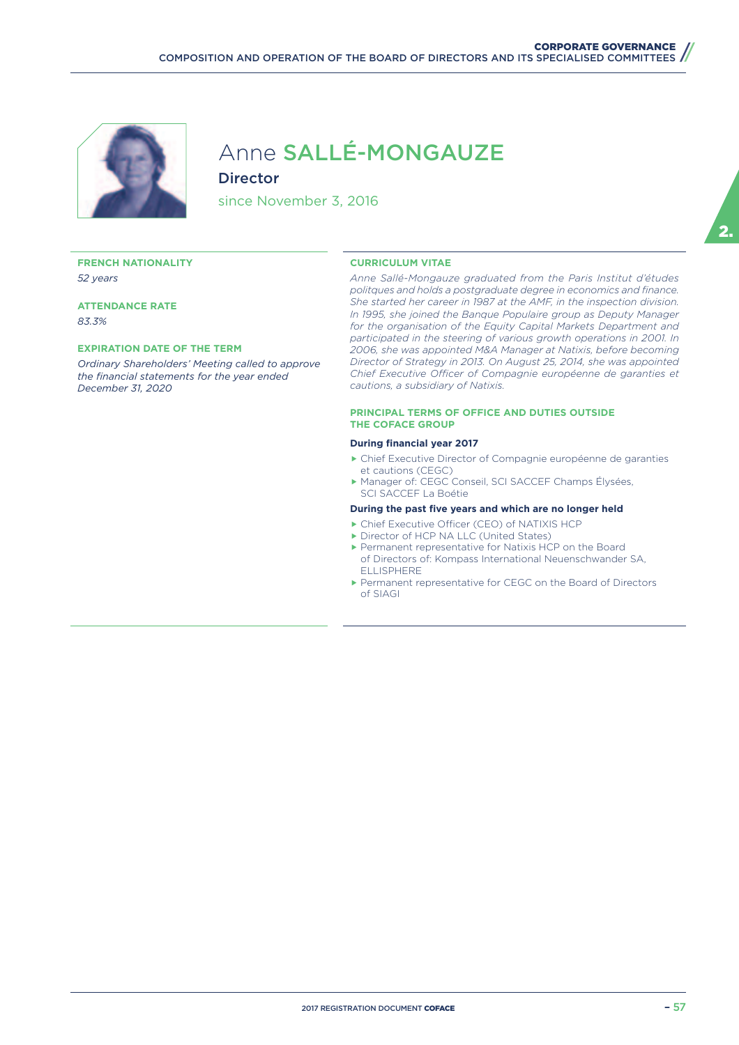# Anne SALLÉ-MONGAUZE

**Director**

since November 3, 2016

**FRENCH NATIONALITY**

*52 years*

**ATTENDANCE RATE**

*83.3%*

**EXPIRATION DATE OF THE TERM**

*Ordinary Shareholders' Meeting called to approve the financial statements for the year ended December 31, 2020*

**CURRICULUM VITAE**

*Anne Sallé-Mongauze graduated from the Paris Institut d'études politques and holds a postgraduate degree in economics and finance. She started her career in 1987 at the AMF, in the inspection division. In 1995, she joined the Banque Populaire group as Deputy Manager for the organisation of the Equity Capital Markets Department and participated in the steering of various growth operations in 2001. In 2006, she was appointed M&A Manager at Natixis, before becoming Director of Strategy in 2013. On August 25, 2014, she was appointed Chief Executive Officer of Compagnie européenne de garanties et cautions, a subsidiary of Natixis.*

**PRINCIPAL TERMS OF OFFICE AND DUTIES OUTSIDE THE COFACE GROUP**

**During financial year 2017**

- Chief Executive Director of Compagnie européenne de garanties et cautions (CEGC)
- Manager of: CEGC Conseil, SCI SACCEF Champs Élysées, SCI SACCEF La Boétie

**During the past five years and which are no longer held**

- Chief Executive Officer (CEO) of NATIXIS HCP
- Director of HCP NA LLC (United States)
- Permanent representative for Natixis HCP on the Board of Directors of: Kompass International Neuenschwander SA, ELLISPHERE
- Permanent representative for CEGC on the Board of Directors of SIAGI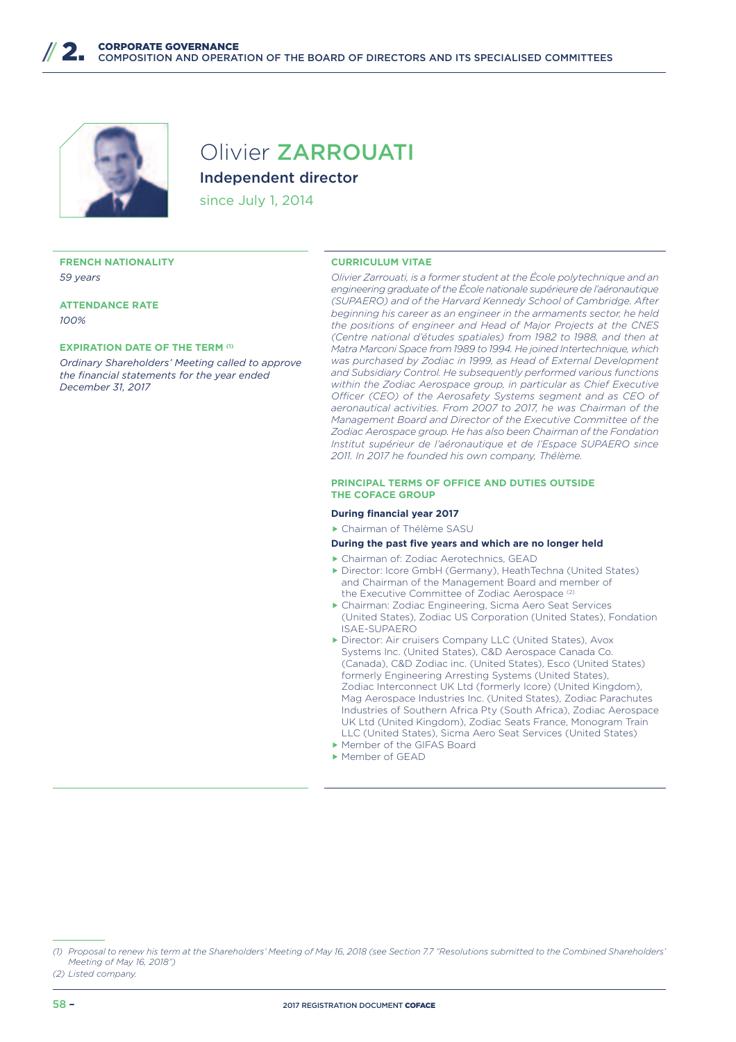# Olivier ZARROUATI

## Independent director

since July 1, 2014

**FRENCH NATIONALITY**

*59 years*

**ATTENDANCE RATE**

*100%*

**EXPIRATION DATE OF THE TERM** [(1)]

*Ordinary Shareholders' Meeting called to approve the financial statements for the year ended December 31, 2017*

**CURRICULUM VITAE**

*Olivier Zarrouati, is a former student at the École polytechnique and an engineering graduate of the École nationale supérieure de l'aéronautique (SUPAERO) and of the Harvard Kennedy School of Cambridge. After beginning his career as an engineer in the armaments sector, he held the positions of engineer and Head of Major Projects at the CNES (Centre national d'études spatiales) from 1982 to 1988, and then at Matra Marconi Space from 1989 to 1994. He joined Intertechnique, which was purchased by Zodiac in 1999, as Head of External Development and Subsidiary Control. He subsequently performed various functions within the Zodiac Aerospace group, in particular as Chief Executive Officer (CEO) of the Aerosafety Systems segment and as CEO of aeronautical activities. From 2007 to 2017, he was Chairman of the Management Board and Director of the Executive Committee of the Zodiac Aerospace group. He has also been Chairman of the Fondation Institut supérieur de l'aéronautique et de l'Espace SUPAERO since 2011. In 2017 he founded his own company, Thélème.*

**PRINCIPAL TERMS OF OFFICE AND DUTIES OUTSIDE THE COFACE GROUP**

**During financial year 2017**

- Chairman of Thélème SASU

**During the past five years and which are no longer held**

- Chairman of: Zodiac Aerotechnics, GEAD
- Director: Icore GmbH (Germany), HeathTechna (United States) and Chairman of the Management Board and member of the Executive Committee of Zodiac Aerospace [(2)]
- Chairman: Zodiac Engineering, Sicma Aero Seat Services (United States), Zodiac US Corporation (United States), Fondation ISAE-SUPAERO
- Director: Air cruisers Company LLC (United States), Avox Systems Inc. (United States), C&D Aerospace Canada Co. (Canada), C&D Zodiac inc. (United States), Esco (United States) formerly Engineering Arresting Systems (United States), Zodiac Interconnect UK Ltd (formerly Icore) (United Kingdom), Mag Aerospace Industries Inc. (United States), Zodiac Parachutes Industries of Southern Africa Pty (South Africa), Zodiac Aerospace UK Ltd (United Kingdom), Zodiac Seats France, Monogram Train LLC (United States), Sicma Aero Seat Services (United States)
- Member of the GIFAS Board
- Member of GEAD

*(1) Proposal to renew his term at the Shareholders' Meeting of May 16, 2018 (see Section 7.7 "Resolutions submitted to the Combined Shareholders' Meeting of May 16, 2018")*

*(2) Listed company.*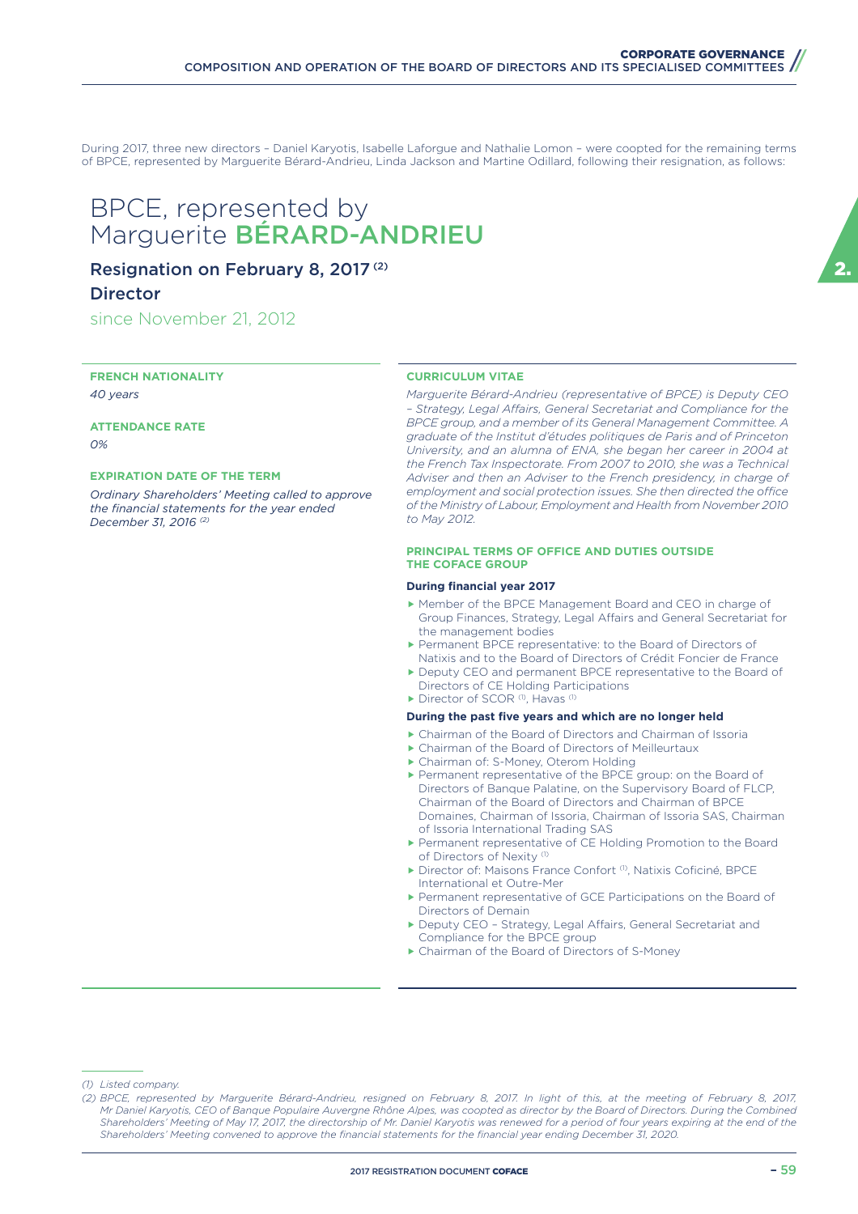During 2017, three new directors – Daniel Karyotis, Isabelle Laforgue and Nathalie Lomon – were coopted for the remaining terms of BPCE, represented by Marguerite Bérard-Andrieu, Linda Jackson and Martine Odillard, following their resignation, as follows:

# BPCE, represented by Marguerite **BÉRARD-ANDRIEU**

## Resignation on February 8, 2017 [(2)]

## Director

since November 21, 2012

**FRENCH NATIONALITY**

*40 years*

**ATTENDANCE RATE**

*0%*

**EXPIRATION DATE OF THE TERM**

*Ordinary Shareholders' Meeting called to approve the financial statements for the year ended December 31, 2016 [(2)]*

**CURRICULUM VITAE**

*Marguerite Bérard-Andrieu (representative of BPCE) is Deputy CEO – Strategy, Legal Affairs, General Secretariat and Compliance for the BPCE group, and a member of its General Management Committee. A graduate of the Institut d'études politiques de Paris and of Princeton University, and an alumna of ENA, she began her career in 2004 at the French Tax Inspectorate. From 2007 to 2010, she was a Technical Adviser and then an Adviser to the French presidency, in charge of employment and social protection issues. She then directed the office of the Ministry of Labour, Employment and Health from November 2010 to May 2012.*

**PRINCIPAL TERMS OF OFFICE AND DUTIES OUTSIDE THE COFACE GROUP**

**During financial year 2017**

- Member of the BPCE Management Board and CEO in charge of Group Finances, Strategy, Legal Affairs and General Secretariat for the management bodies
- Permanent BPCE representative: to the Board of Directors of Natixis and to the Board of Directors of Crédit Foncier de France
- Deputy CEO and permanent BPCE representative to the Board of Directors of CE Holding Participations
- Director of SCOR [(1)], Havas [(1)]

**During the past five years and which are no longer held**

- Chairman of the Board of Directors and Chairman of Issoria
- Chairman of the Board of Directors of Meilleurtaux
- Chairman of: S-Money, Oterom Holding
- Permanent representative of the BPCE group: on the Board of Directors of Banque Palatine, on the Supervisory Board of FLCP, Chairman of the Board of Directors and Chairman of BPCE Domaines, Chairman of Issoria, Chairman of Issoria SAS, Chairman of Issoria International Trading SAS
- Permanent representative of CE Holding Promotion to the Board of Directors of Nexity [(1)]
- Director of: Maisons France Confort [(1)], Natixis Coficiné, BPCE International et Outre-Mer
- Permanent representative of GCE Participations on the Board of Directors of Demain
- Deputy CEO – Strategy, Legal Affairs, General Secretariat and Compliance for the BPCE group
- Chairman of the Board of Directors of S-Money

*(1) Listed company.*

*(2) BPCE, represented by Marguerite Bérard-Andrieu, resigned on February 8, 2017. In light of this, at the meeting of February 8, 2017, Mr Daniel Karyotis, CEO of Banque Populaire Auvergne Rhône Alpes, was coopted as director by the Board of Directors. During the Combined Shareholders' Meeting of May 17, 2017, the directorship of Mr. Daniel Karyotis was renewed for a period of four years expiring at the end of the Shareholders' Meeting convened to approve the financial statements for the financial year ending December 31, 2020.*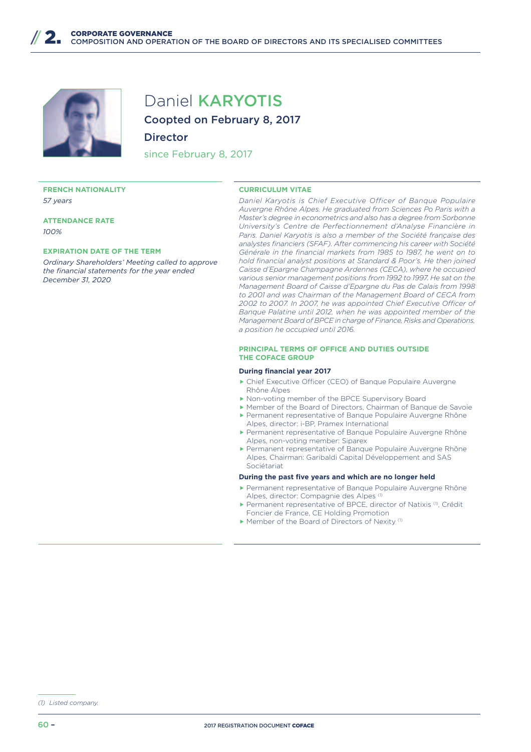# Daniel KARYOTIS

**Coopted on February 8, 2017**

**Director**

since February 8, 2017

**FRENCH NATIONALITY**

*57 years*

**ATTENDANCE RATE**

*100%*

**EXPIRATION DATE OF THE TERM**

*Ordinary Shareholders' Meeting called to approve the financial statements for the year ended December 31, 2020*

**CURRICULUM VITAE**

*Daniel Karyotis is Chief Executive Officer of Banque Populaire Auvergne Rhône Alpes. He graduated from Sciences Po Paris with a Master's degree in econometrics and also has a degree from Sorbonne University's Centre de Perfectionnement d'Analyse Financière in Paris. Daniel Karyotis is also a member of the Société française des analystes financiers (SFAF). After commencing his career with Société Générale in the financial markets from 1985 to 1987, he went on to hold financial analyst positions at Standard & Poor's. He then joined Caisse d'Epargne Champagne Ardennes (CECA), where he occupied various senior management positions from 1992 to 1997. He sat on the Management Board of Caisse d'Epargne du Pas de Calais from 1998 to 2001 and was Chairman of the Management Board of CECA from 2002 to 2007. In 2007, he was appointed Chief Executive Officer of Banque Palatine until 2012, when he was appointed member of the Management Board of BPCE in charge of Finance, Risks and Operations, a position he occupied until 2016.*

**PRINCIPAL TERMS OF OFFICE AND DUTIES OUTSIDE THE COFACE GROUP**

**During financial year 2017**

- Chief Executive Officer (CEO) of Banque Populaire Auvergne Rhône Alpes
- Non-voting member of the BPCE Supervisory Board
- Member of the Board of Directors, Chairman of Banque de Savoie
- Permanent representative of Banque Populaire Auvergne Rhône Alpes, director: i-BP, Pramex International
- Permanent representative of Banque Populaire Auvergne Rhône Alpes, non-voting member: Siparex
- Permanent representative of Banque Populaire Auvergne Rhône Alpes, Chairman: Garibaldi Capital Développement and SAS Sociétariat

**During the past five years and which are no longer held**

- Permanent representative of Banque Populaire Auvergne Rhône Alpes, director: Compagnie des Alpes [(1)]
- Permanent representative of BPCE, director of Natixis [(1)], Crédit Foncier de France, CE Holding Promotion
- Member of the Board of Directors of Nexity [(1)]

*(1) Listed company.*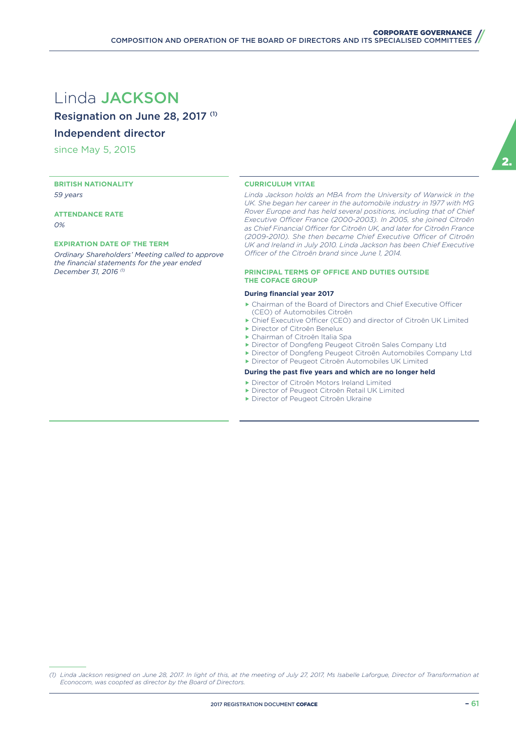# Linda JACKSON

## Resignation on June 28, 2017 [(1)]

## Independent director

since May 5, 2015

**BRITISH NATIONALITY**

*59 years*

**ATTENDANCE RATE**

*0%*

**EXPIRATION DATE OF THE TERM**

*Ordinary Shareholders' Meeting called to approve the financial statements for the year ended December 31, 2016 [(1)]*

**CURRICULUM VITAE**

*Linda Jackson holds an MBA from the University of Warwick in the UK. She began her career in the automobile industry in 1977 with MG Rover Europe and has held several positions, including that of Chief Executive Officer France (2000-2003). In 2005, she joined Citroën as Chief Financial Officer for Citroën UK, and later for Citroën France (2009-2010). She then became Chief Executive Officer of Citroën UK and Ireland in July 2010. Linda Jackson has been Chief Executive Officer of the Citroën brand since June 1, 2014.*

**PRINCIPAL TERMS OF OFFICE AND DUTIES OUTSIDE THE COFACE GROUP**

**During financial year 2017**

- Chairman of the Board of Directors and Chief Executive Officer (CEO) of Automobiles Citroën
- Chief Executive Officer (CEO) and director of Citroën UK Limited
- Director of Citroën Benelux
- Chairman of Citroën Italia Spa
- Director of Dongfeng Peugeot Citroën Sales Company Ltd
- Director of Dongfeng Peugeot Citroën Automobiles Company Ltd
- Director of Peugeot Citroën Automobiles UK Limited

**During the past five years and which are no longer held**

- Director of Citroën Motors Ireland Limited
- Director of Peugeot Citroën Retail UK Limited
- Director of Peugeot Citroën Ukraine

---

*(1) Linda Jackson resigned on June 28, 2017. In light of this, at the meeting of July 27, 2017, Ms Isabelle Laforgue, Director of Transformation at Econocom, was coopted as director by the Board of Directors.*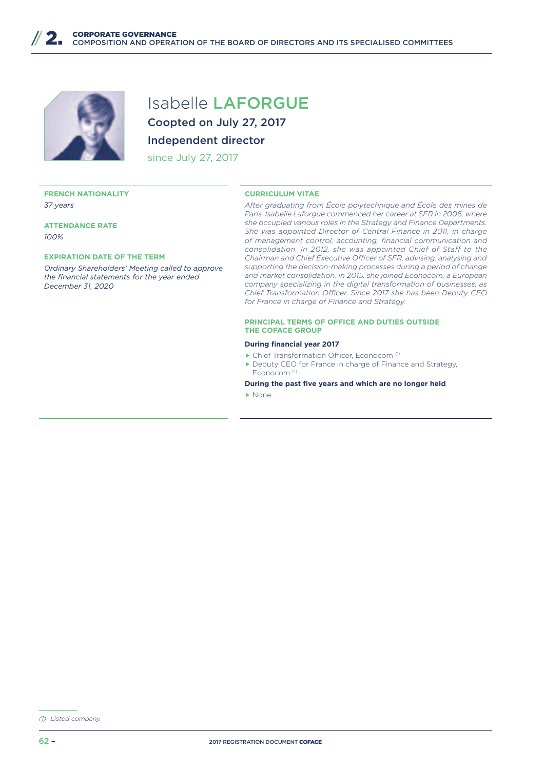# Isabelle **LAFORGUE**

**Coopted on July 27, 2017**

**Independent director**

since July 27, 2017

**FRENCH NATIONALITY**

*37 years*

**ATTENDANCE RATE**

*100%*

**EXPIRATION DATE OF THE TERM**

*Ordinary Shareholders' Meeting called to approve the financial statements for the year ended December 31, 2020*

**CURRICULUM VITAE**

*After graduating from École polytechnique and École des mines de Paris, Isabelle Laforgue commenced her career at SFR in 2006, where she occupied various roles in the Strategy and Finance Departments. She was appointed Director of Central Finance in 2011, in charge of management control, accounting, financial communication and consolidation. In 2012, she was appointed Chief of Staff to the Chairman and Chief Executive Officer of SFR, advising, analysing and supporting the decision-making processes during a period of change and market consolidation. In 2015, she joined Econocom, a European company specializing in the digital transformation of businesses, as Chief Transformation Officer. Since 2017 she has been Deputy CEO for France in charge of Finance and Strategy.*

**PRINCIPAL TERMS OF OFFICE AND DUTIES OUTSIDE THE COFACE GROUP**

**During financial year 2017**

- Chief Transformation Officer, Econocom [(1)]
- Deputy CEO for France in charge of Finance and Strategy, Econocom [(1)]

**During the past five years and which are no longer held**

- None

(1) *Listed company.*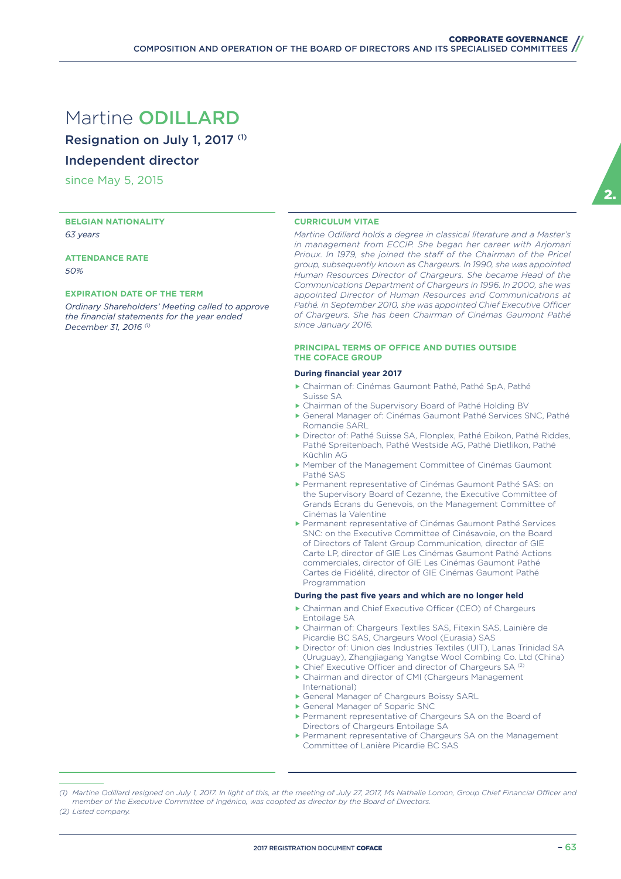# Martine **ODILLARD**

## Resignation on July 1, 2017 [(1)]

## Independent director

since May 5, 2015

**BELGIAN NATIONALITY**

*63 years*

**ATTENDANCE RATE**

*50%*

**EXPIRATION DATE OF THE TERM**

*Ordinary Shareholders' Meeting called to approve the financial statements for the year ended December 31, 2016 [(1)]*

**CURRICULUM VITAE**

*Martine Odillard holds a degree in classical literature and a Master's in management from ECCIP. She began her career with Arjomari Prioux. In 1979, she joined the staff of the Chairman of the Pricel group, subsequently known as Chargeurs. In 1990, she was appointed Human Resources Director of Chargeurs. She became Head of the Communications Department of Chargeurs in 1996. In 2000, she was appointed Director of Human Resources and Communications at Pathé. In September 2010, she was appointed Chief Executive Officer of Chargeurs. She has been Chairman of Cinémas Gaumont Pathé since January 2016.*

**PRINCIPAL TERMS OF OFFICE AND DUTIES OUTSIDE THE COFACE GROUP**

**During financial year 2017**

- Chairman of: Cinémas Gaumont Pathé, Pathé SpA, Pathé Suisse SA
- Chairman of the Supervisory Board of Pathé Holding BV
- General Manager of: Cinémas Gaumont Pathé Services SNC, Pathé Romandie SARL
- Director of: Pathé Suisse SA, Flonplex, Pathé Ebikon, Pathé Riddes, Pathé Spreitenbach, Pathé Westside AG, Pathé Dietlikon, Pathé Küchlin AG
- Member of the Management Committee of Cinémas Gaumont Pathé SAS
- Permanent representative of Cinémas Gaumont Pathé SAS: on the Supervisory Board of Cezanne, the Executive Committee of Grands Écrans du Genevois, on the Management Committee of Cinémas la Valentine
- Permanent representative of Cinémas Gaumont Pathé Services SNC: on the Executive Committee of Cinésavoie, on the Board of Directors of Talent Group Communication, director of GIE Carte LP, director of GIE Les Cinémas Gaumont Pathé Actions commerciales, director of GIE Les Cinémas Gaumont Pathé Cartes de Fidélité, director of GIE Cinémas Gaumont Pathé Programmation

**During the past five years and which are no longer held**

- Chairman and Chief Executive Officer (CEO) of Chargeurs Entoilage SA
- Chairman of: Chargeurs Textiles SAS, Fitexin SAS, Lainière de Picardie BC SAS, Chargeurs Wool (Eurasia) SAS
- Director of: Union des Industries Textiles (UIT), Lanas Trinidad SA (Uruguay), Zhangjiagang Yangtse Wool Combing Co. Ltd (China)
- Chief Executive Officer and director of Chargeurs SA [(2)]
- Chairman and director of CMI (Chargeurs Management International)
- General Manager of Chargeurs Boissy SARL
- General Manager of Soparic SNC
- Permanent representative of Chargeurs SA on the Board of Directors of Chargeurs Entoilage SA
- Permanent representative of Chargeurs SA on the Management Committee of Lanière Picardie BC SAS

*(1) Martine Odillard resigned on July 1, 2017. In light of this, at the meeting of July 27, 2017, Ms Nathalie Lomon, Group Chief Financial Officer and member of the Executive Committee of Ingénico, was coopted as director by the Board of Directors.*

*(2) Listed company.*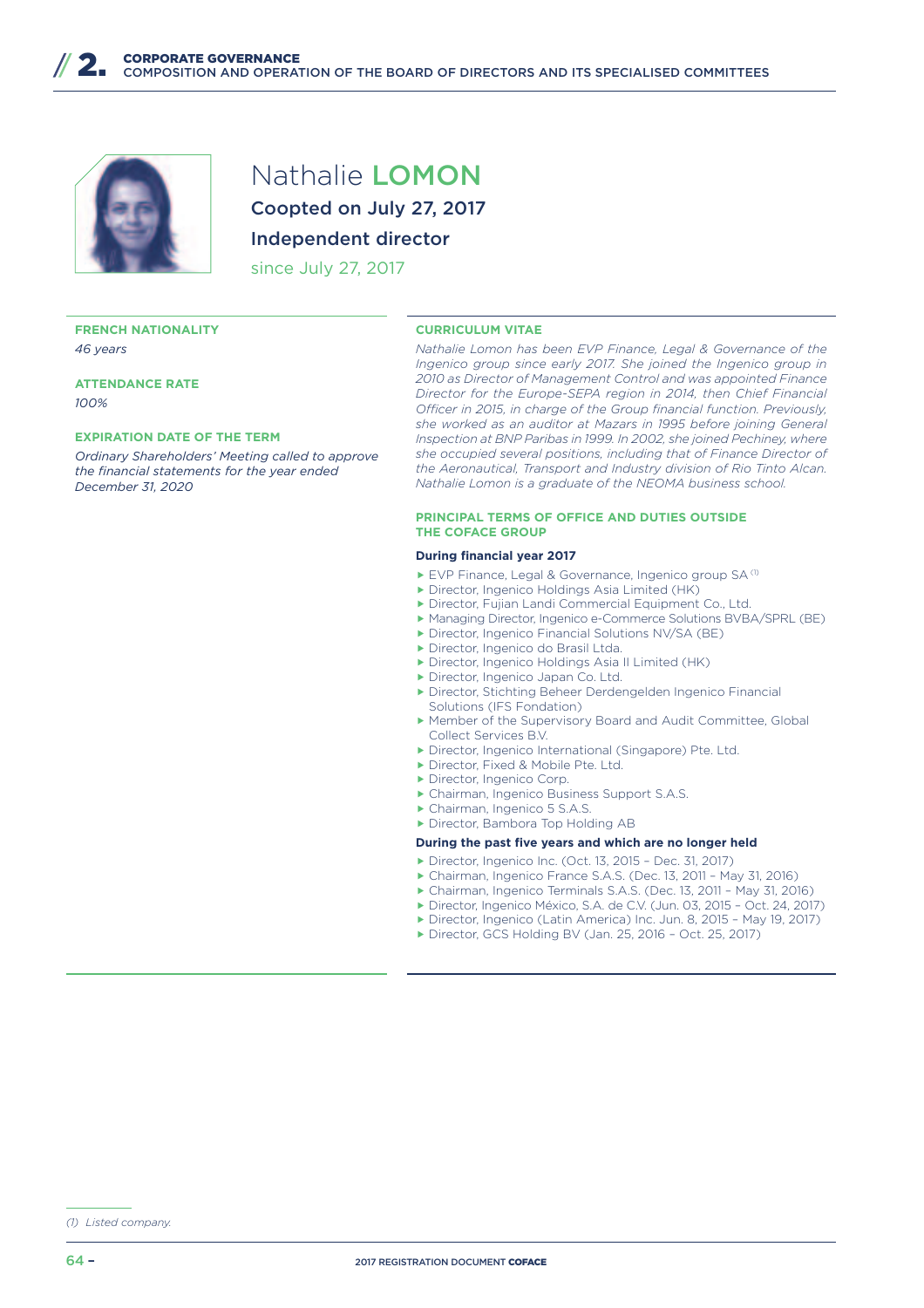# Nathalie LOMON

**Coopted on July 27, 2017**

**Independent director**

since July 27, 2017

**FRENCH NATIONALITY**

*46 years*

**ATTENDANCE RATE**

*100%*

**EXPIRATION DATE OF THE TERM**

*Ordinary Shareholders' Meeting called to approve the financial statements for the year ended December 31, 2020*

**CURRICULUM VITAE**

*Nathalie Lomon has been EVP Finance, Legal & Governance of the Ingenico group since early 2017. She joined the Ingenico group in 2010 as Director of Management Control and was appointed Finance Director for the Europe-SEPA region in 2014, then Chief Financial Officer in 2015, in charge of the Group financial function. Previously, she worked as an auditor at Mazars in 1995 before joining General Inspection at BNP Paribas in 1999. In 2002, she joined Pechiney, where she occupied several positions, including that of Finance Director of the Aeronautical, Transport and Industry division of Rio Tinto Alcan. Nathalie Lomon is a graduate of the NEOMA business school.*

**PRINCIPAL TERMS OF OFFICE AND DUTIES OUTSIDE THE COFACE GROUP**

**During financial year 2017**

- EVP Finance, Legal & Governance, Ingenico group SA [1]
- Director, Ingenico Holdings Asia Limited (HK)
- Director, Fujian Landi Commercial Equipment Co., Ltd.
- Managing Director, Ingenico e-Commerce Solutions BVBA/SPRL (BE)
- Director, Ingenico Financial Solutions NV/SA (BE)
- Director, Ingenico do Brasil Ltda.
- Director, Ingenico Holdings Asia II Limited (HK)
- Director, Ingenico Japan Co. Ltd.
- Director, Stichting Beheer Derdengelden Ingenico Financial Solutions (IFS Fondation)
- Member of the Supervisory Board and Audit Committee, Global Collect Services B.V.
- Director, Ingenico International (Singapore) Pte. Ltd.
- Director, Fixed & Mobile Pte. Ltd.
- Director, Ingenico Corp.
- Chairman, Ingenico Business Support S.A.S.
- Chairman, Ingenico 5 S.A.S.
- Director, Bambora Top Holding AB

**During the past five years and which are no longer held**

- Director, Ingenico Inc. (Oct. 13, 2015 – Dec. 31, 2017)
- Chairman, Ingenico France S.A.S. (Dec. 13, 2011 – May 31, 2016)
- Chairman, Ingenico Terminals S.A.S. (Dec. 13, 2011 – May 31, 2016)
- Director, Ingenico México, S.A. de C.V. (Jun. 03, 2015 – Oct. 24, 2017)
- Director, Ingenico (Latin America) Inc. Jun. 8, 2015 – May 19, 2017)
- Director, GCS Holding BV (Jan. 25, 2016 – Oct. 25, 2017)

(1) Listed company.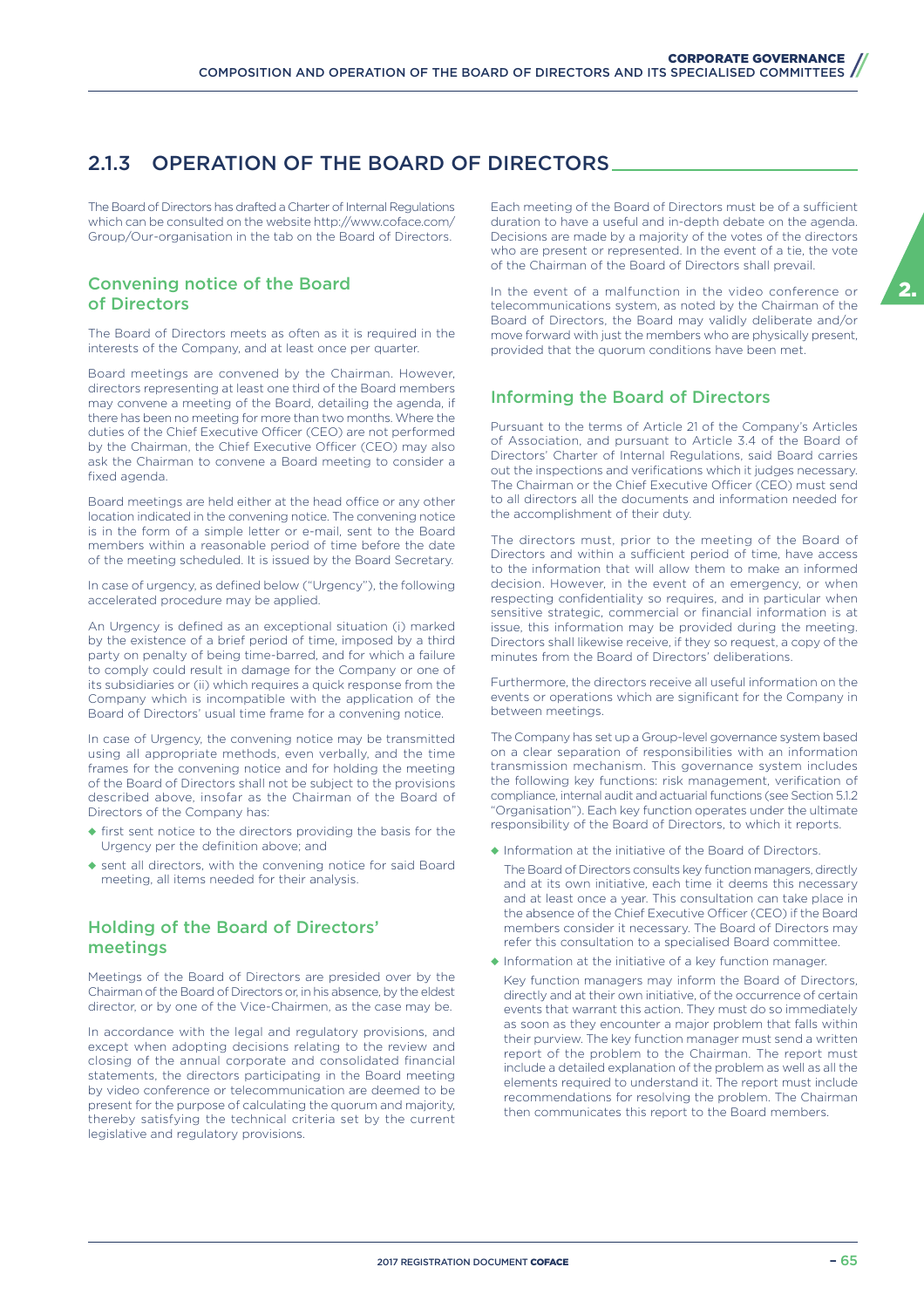## 2.1.3 OPERATION OF THE BOARD OF DIRECTORS

The Board of Directors has drafted a Charter of Internal Regulations which can be consulted on the website http://www.coface.com/Group/Our-organisation in the tab on the Board of Directors.

### Convening notice of the Board of Directors

The Board of Directors meets as often as it is required in the interests of the Company, and at least once per quarter.

Board meetings are convened by the Chairman. However, directors representing at least one third of the Board members may convene a meeting of the Board, detailing the agenda, if there has been no meeting for more than two months. Where the duties of the Chief Executive Officer (CEO) are not performed by the Chairman, the Chief Executive Officer (CEO) may also ask the Chairman to convene a Board meeting to consider a fixed agenda.

Board meetings are held either at the head office or any other location indicated in the convening notice. The convening notice is in the form of a simple letter or e-mail, sent to the Board members within a reasonable period of time before the date of the meeting scheduled. It is issued by the Board Secretary.

In case of urgency, as defined below ("Urgency"), the following accelerated procedure may be applied.

An Urgency is defined as an exceptional situation (i) marked by the existence of a brief period of time, imposed by a third party on penalty of being time-barred, and for which a failure to comply could result in damage for the Company or one of its subsidiaries or (ii) which requires a quick response from the Company which is incompatible with the application of the Board of Directors' usual time frame for a convening notice.

In case of Urgency, the convening notice may be transmitted using all appropriate methods, even verbally, and the time frames for the convening notice and for holding the meeting of the Board of Directors shall not be subject to the provisions described above, insofar as the Chairman of the Board of Directors of the Company has:

- first sent notice to the directors providing the basis for the Urgency per the definition above; and
- sent all directors, with the convening notice for said Board meeting, all items needed for their analysis.

### Holding of the Board of Directors' meetings

Meetings of the Board of Directors are presided over by the Chairman of the Board of Directors or, in his absence, by the eldest director, or by one of the Vice-Chairmen, as the case may be.

In accordance with the legal and regulatory provisions, and except when adopting decisions relating to the review and closing of the annual corporate and consolidated financial statements, the directors participating in the Board meeting by video conference or telecommunication are deemed to be present for the purpose of calculating the quorum and majority, thereby satisfying the technical criteria set by the current legislative and regulatory provisions.

Each meeting of the Board of Directors must be of a sufficient duration to have a useful and in-depth debate on the agenda. Decisions are made by a majority of the votes of the directors who are present or represented. In the event of a tie, the vote of the Chairman of the Board of Directors shall prevail.

In the event of a malfunction in the video conference or telecommunications system, as noted by the Chairman of the Board of Directors, the Board may validly deliberate and/or move forward with just the members who are physically present, provided that the quorum conditions have been met.

### Informing the Board of Directors

Pursuant to the terms of Article 21 of the Company's Articles of Association, and pursuant to Article 3.4 of the Board of Directors' Charter of Internal Regulations, said Board carries out the inspections and verifications which it judges necessary. The Chairman or the Chief Executive Officer (CEO) must send to all directors all the documents and information needed for the accomplishment of their duty.

The directors must, prior to the meeting of the Board of Directors and within a sufficient period of time, have access to the information that will allow them to make an informed decision. However, in the event of an emergency, or when respecting confidentiality so requires, and in particular when sensitive strategic, commercial or financial information is at issue, this information may be provided during the meeting. Directors shall likewise receive, if they so request, a copy of the minutes from the Board of Directors' deliberations.

Furthermore, the directors receive all useful information on the events or operations which are significant for the Company in between meetings.

The Company has set up a Group-level governance system based on a clear separation of responsibilities with an information transmission mechanism. This governance system includes the following key functions: risk management, verification of compliance, internal audit and actuarial functions (see Section 5.1.2 "Organisation"). Each key function operates under the ultimate responsibility of the Board of Directors, to which it reports.

- Information at the initiative of the Board of Directors.

  The Board of Directors consults key function managers, directly and at its own initiative, each time it deems this necessary and at least once a year. This consultation can take place in the absence of the Chief Executive Officer (CEO) if the Board members consider it necessary. The Board of Directors may refer this consultation to a specialised Board committee.

- Information at the initiative of a key function manager.

  Key function managers may inform the Board of Directors, directly and at their own initiative, of the occurrence of certain events that warrant this action. They must do so immediately as soon as they encounter a major problem that falls within their purview. The key function manager must send a written report of the problem to the Chairman. The report must include a detailed explanation of the problem as well as all the elements required to understand it. The report must include recommendations for resolving the problem. The Chairman then communicates this report to the Board members.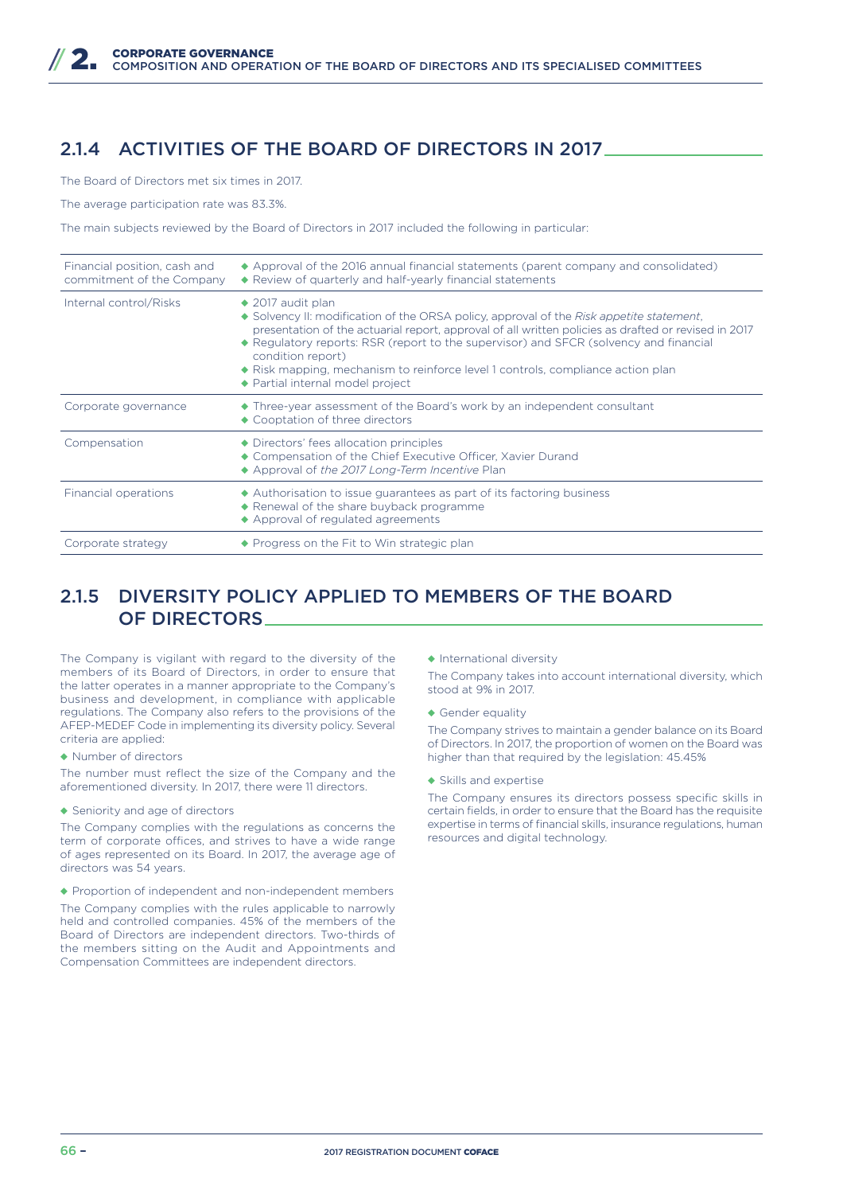## 2.1.4 ACTIVITIES OF THE BOARD OF DIRECTORS IN 2017

The Board of Directors met six times in 2017.

The average participation rate was 83.3%.

The main subjects reviewed by the Board of Directors in 2017 included the following in particular:

| | |
|---|---|
| Financial position, cash and commitment of the Company | ◆ Approval of the 2016 annual financial statements (parent company and consolidated)<br>◆ Review of quarterly and half-yearly financial statements |
| Internal control/Risks | ◆ 2017 audit plan<br>◆ Solvency II: modification of the ORSA policy, approval of the *Risk appetite statement*, presentation of the actuarial report, approval of all written policies as drafted or revised in 2017<br>◆ Regulatory reports: RSR (report to the supervisor) and SFCR (solvency and financial condition report)<br>◆ Risk mapping, mechanism to reinforce level 1 controls, compliance action plan<br>◆ Partial internal model project |
| Corporate governance | ◆ Three-year assessment of the Board's work by an independent consultant<br>◆ Cooptation of three directors |
| Compensation | ◆ Directors' fees allocation principles<br>◆ Compensation of the Chief Executive Officer, Xavier Durand<br>◆ Approval of *the 2017 Long-Term Incentive* Plan |
| Financial operations | ◆ Authorisation to issue guarantees as part of its factoring business<br>◆ Renewal of the share buyback programme<br>◆ Approval of regulated agreements |
| Corporate strategy | ◆ Progress on the Fit to Win strategic plan |

## 2.1.5 DIVERSITY POLICY APPLIED TO MEMBERS OF THE BOARD OF DIRECTORS

The Company is vigilant with regard to the diversity of the members of its Board of Directors, in order to ensure that the latter operates in a manner appropriate to the Company's business and development, in compliance with applicable regulations. The Company also refers to the provisions of the AFEP-MEDEF Code in implementing its diversity policy. Several criteria are applied:

◆ Number of directors

The number must reflect the size of the Company and the aforementioned diversity. In 2017, there were 11 directors.

◆ Seniority and age of directors

The Company complies with the regulations as concerns the term of corporate offices, and strives to have a wide range of ages represented on its Board. In 2017, the average age of directors was 54 years.

◆ Proportion of independent and non-independent members

The Company complies with the rules applicable to narrowly held and controlled companies. 45% of the members of the Board of Directors are independent directors. Two-thirds of the members sitting on the Audit and Appointments and Compensation Committees are independent directors.

◆ International diversity

The Company takes into account international diversity, which stood at 9% in 2017.

◆ Gender equality

The Company strives to maintain a gender balance on its Board of Directors. In 2017, the proportion of women on the Board was higher than that required by the legislation: 45.45%

◆ Skills and expertise

The Company ensures its directors possess specific skills in certain fields, in order to ensure that the Board has the requisite expertise in terms of financial skills, insurance regulations, human resources and digital technology.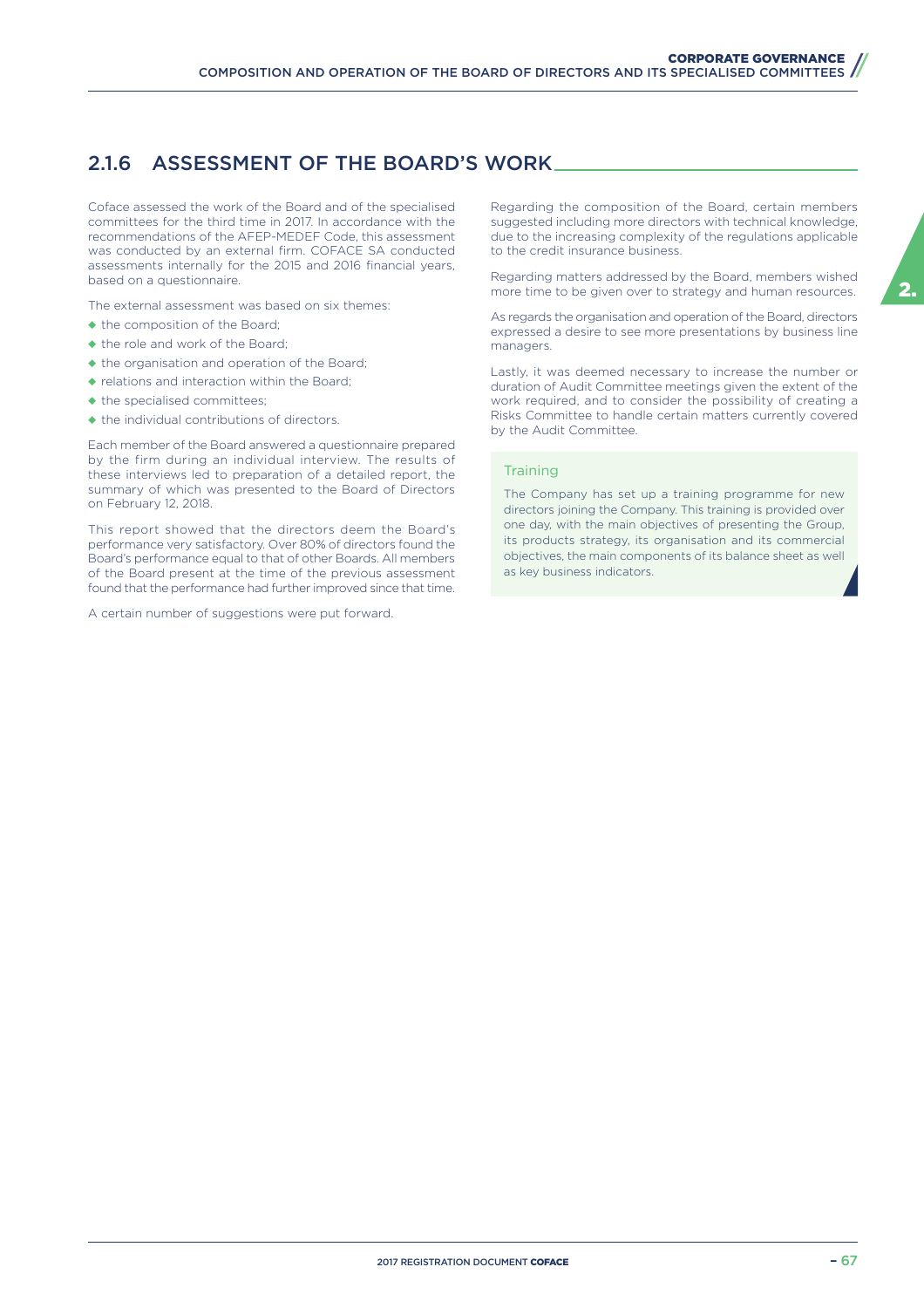## 2.1.6 ASSESSMENT OF THE BOARD'S WORK

Coface assessed the work of the Board and of the specialised committees for the third time in 2017. In accordance with the recommendations of the AFEP-MEDEF Code, this assessment was conducted by an external firm. COFACE SA conducted assessments internally for the 2015 and 2016 financial years, based on a questionnaire.

The external assessment was based on six themes:

- the composition of the Board;
- the role and work of the Board;
- the organisation and operation of the Board;
- relations and interaction within the Board;
- the specialised committees;
- the individual contributions of directors.

Each member of the Board answered a questionnaire prepared by the firm during an individual interview. The results of these interviews led to preparation of a detailed report, the summary of which was presented to the Board of Directors on February 12, 2018.

This report showed that the directors deem the Board's performance very satisfactory. Over 80% of directors found the Board's performance equal to that of other Boards. All members of the Board present at the time of the previous assessment found that the performance had further improved since that time.

A certain number of suggestions were put forward.

Regarding the composition of the Board, certain members suggested including more directors with technical knowledge, due to the increasing complexity of the regulations applicable to the credit insurance business.

Regarding matters addressed by the Board, members wished more time to be given over to strategy and human resources.

As regards the organisation and operation of the Board, directors expressed a desire to see more presentations by business line managers.

Lastly, it was deemed necessary to increase the number or duration of Audit Committee meetings given the extent of the work required, and to consider the possibility of creating a Risks Committee to handle certain matters currently covered by the Audit Committee.

### Training

The Company has set up a training programme for new directors joining the Company. This training is provided over one day, with the main objectives of presenting the Group, its products strategy, its organisation and its commercial objectives, the main components of its balance sheet as well as key business indicators.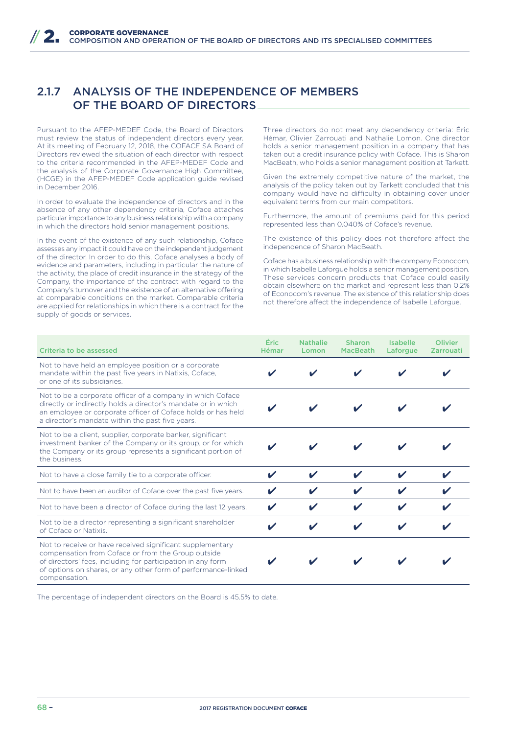## 2.1.7 ANALYSIS OF THE INDEPENDENCE OF MEMBERS OF THE BOARD OF DIRECTORS

Pursuant to the AFEP-MEDEF Code, the Board of Directors must review the status of independent directors every year. At its meeting of February 12, 2018, the COFACE SA Board of Directors reviewed the situation of each director with respect to the criteria recommended in the AFEP-MEDEF Code and the analysis of the Corporate Governance High Committee, (HCGE) in the AFEP-MEDEF Code application guide revised in December 2016.

In order to evaluate the independence of directors and in the absence of any other dependency criteria, Coface attaches particular importance to any business relationship with a company in which the directors hold senior management positions.

In the event of the existence of any such relationship, Coface assesses any impact it could have on the independent judgement of the director. In order to do this, Coface analyses a body of evidence and parameters, including in particular the nature of the activity, the place of credit insurance in the strategy of the Company, the importance of the contract with regard to the Company's turnover and the existence of an alternative offering at comparable conditions on the market. Comparable criteria are applied for relationships in which there is a contract for the supply of goods or services.

Three directors do not meet any dependency criteria: Éric Hémar, Olivier Zarrouati and Nathalie Lomon. One director holds a senior management position in a company that has taken out a credit insurance policy with Coface. This is Sharon MacBeath, who holds a senior management position at Tarkett.

Given the extremely competitive nature of the market, the analysis of the policy taken out by Tarkett concluded that this company would have no difficulty in obtaining cover under equivalent terms from our main competitors.

Furthermore, the amount of premiums paid for this period represented less than 0.040% of Coface's revenue.

The existence of this policy does not therefore affect the independence of Sharon MacBeath.

Coface has a business relationship with the company Econocom, in which Isabelle Laforgue holds a senior management position. These services concern products that Coface could easily obtain elsewhere on the market and represent less than 0.2% of Econocom's revenue. The existence of this relationship does not therefore affect the independence of Isabelle Laforgue.

| Criteria to be assessed | Éric Hémar | Nathalie Lomon | Sharon MacBeath | Isabelle Laforgue | Olivier Zarrouati |
|---|---|---|---|---|---|
| Not to have held an employee position or a corporate mandate within the past five years in Natixis, Coface, or one of its subsidiaries. | ✔ | ✔ | ✔ | ✔ | ✔ |
| Not to be a corporate officer of a company in which Coface directly or indirectly holds a director's mandate or in which an employee or corporate officer of Coface holds or has held a director's mandate within the past five years. | ✔ | ✔ | ✔ | ✔ | ✔ |
| Not to be a client, supplier, corporate banker, significant investment banker of the Company or its group, or for which the Company or its group represents a significant portion of the business. | ✔ | ✔ | ✔ | ✔ | ✔ |
| Not to have a close family tie to a corporate officer. | ✔ | ✔ | ✔ | ✔ | ✔ |
| Not to have been an auditor of Coface over the past five years. | ✔ | ✔ | ✔ | ✔ | ✔ |
| Not to have been a director of Coface during the last 12 years. | ✔ | ✔ | ✔ | ✔ | ✔ |
| Not to be a director representing a significant shareholder of Coface or Natixis. | ✔ | ✔ | ✔ | ✔ | ✔ |
| Not to receive or have received significant supplementary compensation from Coface or from the Group outside of directors' fees, including for participation in any form of options on shares, or any other form of performance-linked compensation. | ✔ | ✔ | ✔ | ✔ | ✔ |

The percentage of independent directors on the Board is 45.5% to date.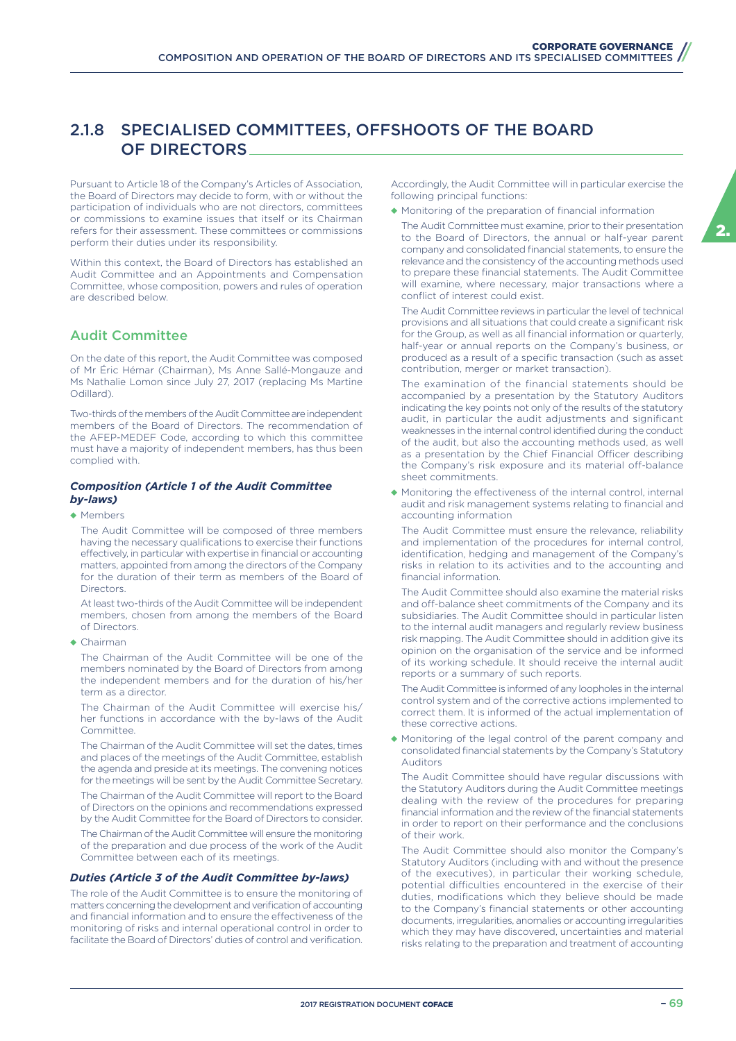## 2.1.8 SPECIALISED COMMITTEES, OFFSHOOTS OF THE BOARD OF DIRECTORS

Pursuant to Article 18 of the Company's Articles of Association, the Board of Directors may decide to form, with or without the participation of individuals who are not directors, committees or commissions to examine issues that itself or its Chairman refers for their assessment. These committees or commissions perform their duties under its responsibility.

Within this context, the Board of Directors has established an Audit Committee and an Appointments and Compensation Committee, whose composition, powers and rules of operation are described below.

### Audit Committee

On the date of this report, the Audit Committee was composed of Mr Éric Hémar (Chairman), Ms Anne Sallé-Mongauze and Ms Nathalie Lomon since July 27, 2017 (replacing Ms Martine Odillard).

Two-thirds of the members of the Audit Committee are independent members of the Board of Directors. The recommendation of the AFEP-MEDEF Code, according to which this committee must have a majority of independent members, has thus been complied with.

#### *Composition (Article 1 of the Audit Committee by-laws)*

- Members

  The Audit Committee will be composed of three members having the necessary qualifications to exercise their functions effectively, in particular with expertise in financial or accounting matters, appointed from among the directors of the Company for the duration of their term as members of the Board of Directors.

  At least two-thirds of the Audit Committee will be independent members, chosen from among the members of the Board of Directors.

- Chairman

  The Chairman of the Audit Committee will be one of the members nominated by the Board of Directors from among the independent members and for the duration of his/her term as a director.

  The Chairman of the Audit Committee will exercise his/her functions in accordance with the by-laws of the Audit Committee.

  The Chairman of the Audit Committee will set the dates, times and places of the meetings of the Audit Committee, establish the agenda and preside at its meetings. The convening notices for the meetings will be sent by the Audit Committee Secretary.

  The Chairman of the Audit Committee will report to the Board of Directors on the opinions and recommendations expressed by the Audit Committee for the Board of Directors to consider.

  The Chairman of the Audit Committee will ensure the monitoring of the preparation and due process of the work of the Audit Committee between each of its meetings.

#### *Duties (Article 3 of the Audit Committee by-laws)*

The role of the Audit Committee is to ensure the monitoring of matters concerning the development and verification of accounting and financial information and to ensure the effectiveness of the monitoring of risks and internal operational control in order to facilitate the Board of Directors' duties of control and verification.

Accordingly, the Audit Committee will in particular exercise the following principal functions:

- Monitoring of the preparation of financial information

  The Audit Committee must examine, prior to their presentation to the Board of Directors, the annual or half-year parent company and consolidated financial statements, to ensure the relevance and the consistency of the accounting methods used to prepare these financial statements. The Audit Committee will examine, where necessary, major transactions where a conflict of interest could exist.

  The Audit Committee reviews in particular the level of technical provisions and all situations that could create a significant risk for the Group, as well as all financial information or quarterly, half-year or annual reports on the Company's business, or produced as a result of a specific transaction (such as asset contribution, merger or market transaction).

  The examination of the financial statements should be accompanied by a presentation by the Statutory Auditors indicating the key points not only of the results of the statutory audit, in particular the audit adjustments and significant weaknesses in the internal control identified during the conduct of the audit, but also the accounting methods used, as well as a presentation by the Chief Financial Officer describing the Company's risk exposure and its material off-balance sheet commitments.

- Monitoring the effectiveness of the internal control, internal audit and risk management systems relating to financial and accounting information

  The Audit Committee must ensure the relevance, reliability and implementation of the procedures for internal control, identification, hedging and management of the Company's risks in relation to its activities and to the accounting and financial information.

  The Audit Committee should also examine the material risks and off-balance sheet commitments of the Company and its subsidiaries. The Audit Committee should in particular listen to the internal audit managers and regularly review business risk mapping. The Audit Committee should in addition give its opinion on the organisation of the service and be informed of its working schedule. It should receive the internal audit reports or a summary of such reports.

  The Audit Committee is informed of any loopholes in the internal control system and of the corrective actions implemented to correct them. It is informed of the actual implementation of these corrective actions.

- Monitoring of the legal control of the parent company and consolidated financial statements by the Company's Statutory Auditors

  The Audit Committee should have regular discussions with the Statutory Auditors during the Audit Committee meetings dealing with the review of the procedures for preparing financial information and the review of the financial statements in order to report on their performance and the conclusions of their work.

  The Audit Committee should also monitor the Company's Statutory Auditors (including with and without the presence of the executives), in particular their working schedule, potential difficulties encountered in the exercise of their duties, modifications which they believe should be made to the Company's financial statements or other accounting documents, irregularities, anomalies or accounting irregularities which they may have discovered, uncertainties and material risks relating to the preparation and treatment of accounting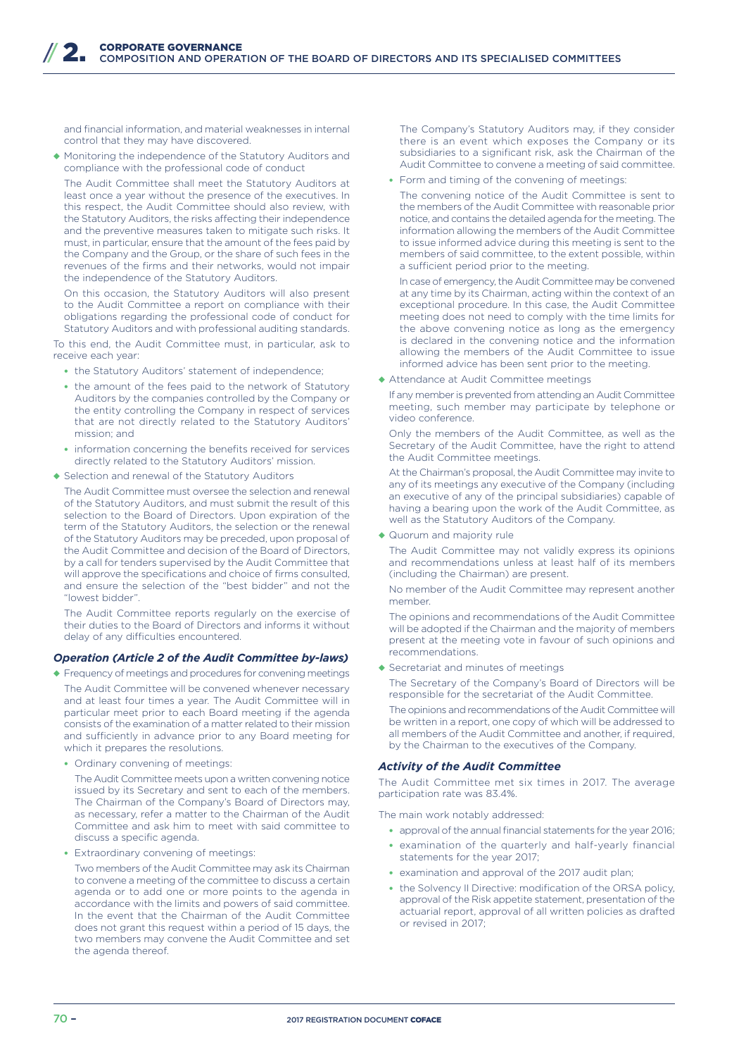and financial information, and material weaknesses in internal control that they may have discovered.

- Monitoring the independence of the Statutory Auditors and compliance with the professional code of conduct

  The Audit Committee shall meet the Statutory Auditors at least once a year without the presence of the executives. In this respect, the Audit Committee should also review, with the Statutory Auditors, the risks affecting their independence and the preventive measures taken to mitigate such risks. It must, in particular, ensure that the amount of the fees paid by the Company and the Group, or the share of such fees in the revenues of the firms and their networks, would not impair the independence of the Statutory Auditors.

  On this occasion, the Statutory Auditors will also present to the Audit Committee a report on compliance with their obligations regarding the professional code of conduct for Statutory Auditors and with professional auditing standards.

To this end, the Audit Committee must, in particular, ask to receive each year:

- the Statutory Auditors' statement of independence;
- the amount of the fees paid to the network of Statutory Auditors by the companies controlled by the Company or the entity controlling the Company in respect of services that are not directly related to the Statutory Auditors' mission; and
- information concerning the benefits received for services directly related to the Statutory Auditors' mission.

- Selection and renewal of the Statutory Auditors

  The Audit Committee must oversee the selection and renewal of the Statutory Auditors, and must submit the result of this selection to the Board of Directors. Upon expiration of the term of the Statutory Auditors, the selection or the renewal of the Statutory Auditors may be preceded, upon proposal of the Audit Committee and decision of the Board of Directors, by a call for tenders supervised by the Audit Committee that will approve the specifications and choice of firms consulted, and ensure the selection of the "best bidder" and not the "lowest bidder".

  The Audit Committee reports regularly on the exercise of their duties to the Board of Directors and informs it without delay of any difficulties encountered.

### *Operation (Article 2 of the Audit Committee by-laws)*

- Frequency of meetings and procedures for convening meetings

  The Audit Committee will be convened whenever necessary and at least four times a year. The Audit Committee will in particular meet prior to each Board meeting if the agenda consists of the examination of a matter related to their mission and sufficiently in advance prior to any Board meeting for which it prepares the resolutions.

  - Ordinary convening of meetings:

    The Audit Committee meets upon a written convening notice issued by its Secretary and sent to each of the members. The Chairman of the Company's Board of Directors may, as necessary, refer a matter to the Chairman of the Audit Committee and ask him to meet with said committee to discuss a specific agenda.

  - Extraordinary convening of meetings:

    Two members of the Audit Committee may ask its Chairman to convene a meeting of the committee to discuss a certain agenda or to add one or more points to the agenda in accordance with the limits and powers of said committee. In the event that the Chairman of the Audit Committee does not grant this request within a period of 15 days, the two members may convene the Audit Committee and set the agenda thereof.

    The Company's Statutory Auditors may, if they consider there is an event which exposes the Company or its subsidiaries to a significant risk, ask the Chairman of the Audit Committee to convene a meeting of said committee.

  - Form and timing of the convening of meetings:

    The convening notice of the Audit Committee is sent to the members of the Audit Committee with reasonable prior notice, and contains the detailed agenda for the meeting. The information allowing the members of the Audit Committee to issue informed advice during this meeting is sent to the members of said committee, to the extent possible, within a sufficient period prior to the meeting.

    In case of emergency, the Audit Committee may be convened at any time by its Chairman, acting within the context of an exceptional procedure. In this case, the Audit Committee meeting does not need to comply with the time limits for the above convening notice as long as the emergency is declared in the convening notice and the information allowing the members of the Audit Committee to issue informed advice has been sent prior to the meeting.

- Attendance at Audit Committee meetings

  If any member is prevented from attending an Audit Committee meeting, such member may participate by telephone or video conference.

  Only the members of the Audit Committee, as well as the Secretary of the Audit Committee, have the right to attend the Audit Committee meetings.

  At the Chairman's proposal, the Audit Committee may invite to any of its meetings any executive of the Company (including an executive of any of the principal subsidiaries) capable of having a bearing upon the work of the Audit Committee, as well as the Statutory Auditors of the Company.

- Quorum and majority rule

  The Audit Committee may not validly express its opinions and recommendations unless at least half of its members (including the Chairman) are present.

  No member of the Audit Committee may represent another member.

  The opinions and recommendations of the Audit Committee will be adopted if the Chairman and the majority of members present at the meeting vote in favour of such opinions and recommendations.

- Secretariat and minutes of meetings

  The Secretary of the Company's Board of Directors will be responsible for the secretariat of the Audit Committee.

  The opinions and recommendations of the Audit Committee will be written in a report, one copy of which will be addressed to all members of the Audit Committee and another, if required, by the Chairman to the executives of the Company.

### *Activity of the Audit Committee*

The Audit Committee met six times in 2017. The average participation rate was 83.4%.

The main work notably addressed:

- approval of the annual financial statements for the year 2016;
- examination of the quarterly and half-yearly financial statements for the year 2017;
- examination and approval of the 2017 audit plan;
- the Solvency II Directive: modification of the ORSA policy, approval of the Risk appetite statement, presentation of the actuarial report, approval of all written policies as drafted or revised in 2017;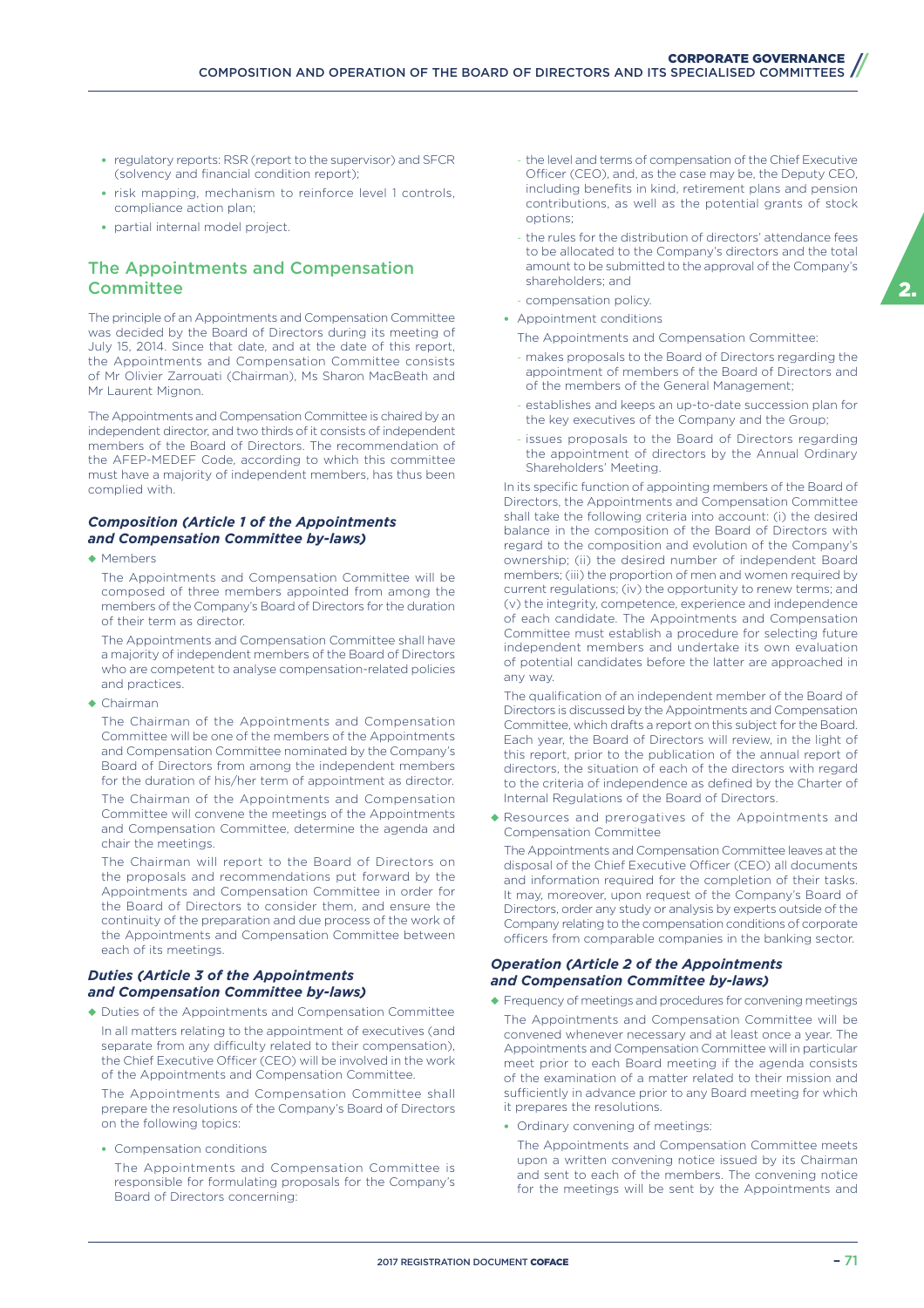- regulatory reports: RSR (report to the supervisor) and SFCR (solvency and financial condition report);
- risk mapping, mechanism to reinforce level 1 controls, compliance action plan;
- partial internal model project.

## The Appointments and Compensation Committee

The principle of an Appointments and Compensation Committee was decided by the Board of Directors during its meeting of July 15, 2014. Since that date, and at the date of this report, the Appointments and Compensation Committee consists of Mr Olivier Zarrouati (Chairman), Ms Sharon MacBeath and Mr Laurent Mignon.

The Appointments and Compensation Committee is chaired by an independent director, and two thirds of it consists of independent members of the Board of Directors. The recommendation of the AFEP-MEDEF Code, according to which this committee must have a majority of independent members, has thus been complied with.

### *Composition (Article 1 of the Appointments and Compensation Committee by-laws)*

- Members

  The Appointments and Compensation Committee will be composed of three members appointed from among the members of the Company's Board of Directors for the duration of their term as director.

  The Appointments and Compensation Committee shall have a majority of independent members of the Board of Directors who are competent to analyse compensation-related policies and practices.

- Chairman

  The Chairman of the Appointments and Compensation Committee will be one of the members of the Appointments and Compensation Committee nominated by the Company's Board of Directors from among the independent members for the duration of his/her term of appointment as director.

  The Chairman of the Appointments and Compensation Committee will convene the meetings of the Appointments and Compensation Committee, determine the agenda and chair the meetings.

  The Chairman will report to the Board of Directors on the proposals and recommendations put forward by the Appointments and Compensation Committee in order for the Board of Directors to consider them, and ensure the continuity of the preparation and due process of the work of the Appointments and Compensation Committee between each of its meetings.

### *Duties (Article 3 of the Appointments and Compensation Committee by-laws)*

- Duties of the Appointments and Compensation Committee

  In all matters relating to the appointment of executives (and separate from any difficulty related to their compensation), the Chief Executive Officer (CEO) will be involved in the work of the Appointments and Compensation Committee.

  The Appointments and Compensation Committee shall prepare the resolutions of the Company's Board of Directors on the following topics:

  - Compensation conditions

    The Appointments and Compensation Committee is responsible for formulating proposals for the Company's Board of Directors concerning:

    - the level and terms of compensation of the Chief Executive Officer (CEO), and, as the case may be, the Deputy CEO, including benefits in kind, retirement plans and pension contributions, as well as the potential grants of stock options;
    - the rules for the distribution of directors' attendance fees to be allocated to the Company's directors and the total amount to be submitted to the approval of the Company's shareholders; and
    - compensation policy.

  - Appointment conditions

    The Appointments and Compensation Committee:

    - makes proposals to the Board of Directors regarding the appointment of members of the Board of Directors and of the members of the General Management;
    - establishes and keeps an up-to-date succession plan for the key executives of the Company and the Group;
    - issues proposals to the Board of Directors regarding the appointment of directors by the Annual Ordinary Shareholders' Meeting.

  In its specific function of appointing members of the Board of Directors, the Appointments and Compensation Committee shall take the following criteria into account: (i) the desired balance in the composition of the Board of Directors with regard to the composition and evolution of the Company's ownership; (ii) the desired number of independent Board members; (iii) the proportion of men and women required by current regulations; (iv) the opportunity to renew terms; and (v) the integrity, competence, experience and independence of each candidate. The Appointments and Compensation Committee must establish a procedure for selecting future independent members and undertake its own evaluation of potential candidates before the latter are approached in any way.

  The qualification of an independent member of the Board of Directors is discussed by the Appointments and Compensation Committee, which drafts a report on this subject for the Board. Each year, the Board of Directors will review, in the light of this report, prior to the publication of the annual report of directors, the situation of each of the directors with regard to the criteria of independence as defined by the Charter of Internal Regulations of the Board of Directors.

- Resources and prerogatives of the Appointments and Compensation Committee

  The Appointments and Compensation Committee leaves at the disposal of the Chief Executive Officer (CEO) all documents and information required for the completion of their tasks. It may, moreover, upon request of the Company's Board of Directors, order any study or analysis by experts outside of the Company relating to the compensation conditions of corporate officers from comparable companies in the banking sector.

### *Operation (Article 2 of the Appointments and Compensation Committee by-laws)*

- Frequency of meetings and procedures for convening meetings

  The Appointments and Compensation Committee will be convened whenever necessary and at least once a year. The Appointments and Compensation Committee will in particular meet prior to each Board meeting if the agenda consists of the examination of a matter related to their mission and sufficiently in advance prior to any Board meeting for which it prepares the resolutions.

  - Ordinary convening of meetings:

    The Appointments and Compensation Committee meets upon a written convening notice issued by its Chairman and sent to each of the members. The convening notice for the meetings will be sent by the Appointments and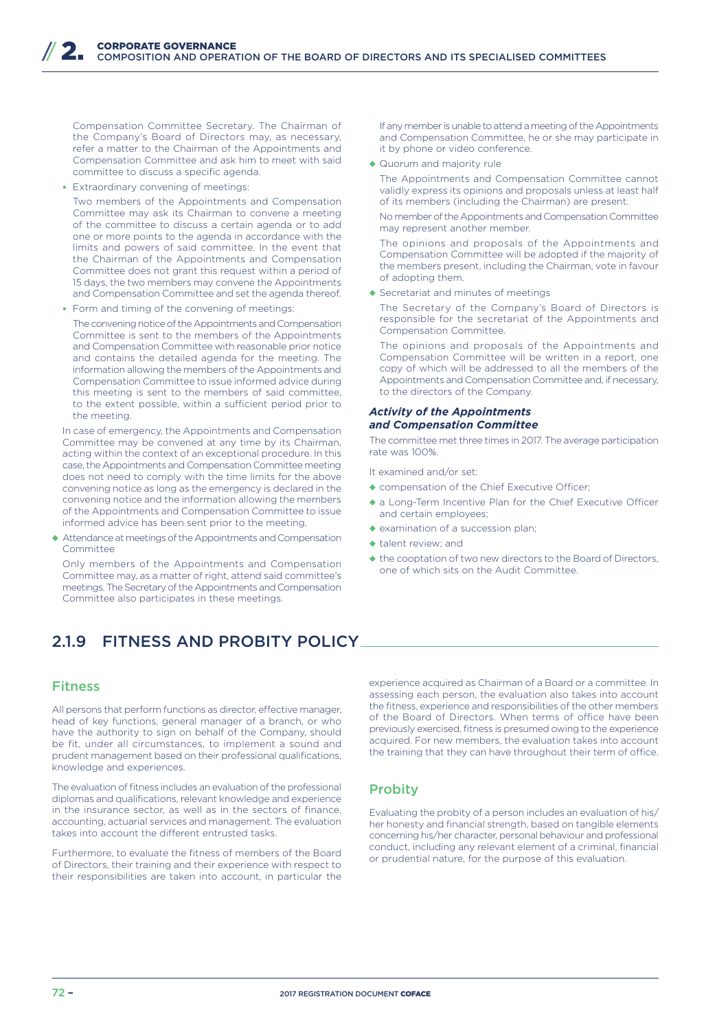Compensation Committee Secretary. The Chairman of the Company's Board of Directors may, as necessary, refer a matter to the Chairman of the Appointments and Compensation Committee and ask him to meet with said committee to discuss a specific agenda.

- Extraordinary convening of meetings:

  Two members of the Appointments and Compensation Committee may ask its Chairman to convene a meeting of the committee to discuss a certain agenda or to add one or more points to the agenda in accordance with the limits and powers of said committee. In the event that the Chairman of the Appointments and Compensation Committee does not grant this request within a period of 15 days, the two members may convene the Appointments and Compensation Committee and set the agenda thereof.

- Form and timing of the convening of meetings:

  The convening notice of the Appointments and Compensation Committee is sent to the members of the Appointments and Compensation Committee with reasonable prior notice and contains the detailed agenda for the meeting. The information allowing the members of the Appointments and Compensation Committee to issue informed advice during this meeting is sent to the members of said committee, to the extent possible, within a sufficient period prior to the meeting.

In case of emergency, the Appointments and Compensation Committee may be convened at any time by its Chairman, acting within the context of an exceptional procedure. In this case, the Appointments and Compensation Committee meeting does not need to comply with the time limits for the above convening notice as long as the emergency is declared in the convening notice and the information allowing the members of the Appointments and Compensation Committee to issue informed advice has been sent prior to the meeting.

- Attendance at meetings of the Appointments and Compensation Committee

  Only members of the Appointments and Compensation Committee may, as a matter of right, attend said committee's meetings. The Secretary of the Appointments and Compensation Committee also participates in these meetings.

  If any member is unable to attend a meeting of the Appointments and Compensation Committee, he or she may participate in it by phone or video conference.

- Quorum and majority rule

  The Appointments and Compensation Committee cannot validly express its opinions and proposals unless at least half of its members (including the Chairman) are present.

  No member of the Appointments and Compensation Committee may represent another member.

  The opinions and proposals of the Appointments and Compensation Committee will be adopted if the majority of the members present, including the Chairman, vote in favour of adopting them.

- Secretariat and minutes of meetings

  The Secretary of the Company's Board of Directors is responsible for the secretariat of the Appointments and Compensation Committee.

  The opinions and proposals of the Appointments and Compensation Committee will be written in a report, one copy of which will be addressed to all the members of the Appointments and Compensation Committee and, if necessary, to the directors of the Company.

#### *Activity of the Appointments and Compensation Committee*

The committee met three times in 2017. The average participation rate was 100%.

It examined and/or set:

- compensation of the Chief Executive Officer;
- a Long-Term Incentive Plan for the Chief Executive Officer and certain employees;
- examination of a succession plan;
- talent review; and
- the cooptation of two new directors to the Board of Directors, one of which sits on the Audit Committee.

## 2.1.9 FITNESS AND PROBITY POLICY

### Fitness

All persons that perform functions as director, effective manager, head of key functions, general manager of a branch, or who have the authority to sign on behalf of the Company, should be fit, under all circumstances, to implement a sound and prudent management based on their professional qualifications, knowledge and experiences.

The evaluation of fitness includes an evaluation of the professional diplomas and qualifications, relevant knowledge and experience in the insurance sector, as well as in the sectors of finance, accounting, actuarial services and management. The evaluation takes into account the different entrusted tasks.

Furthermore, to evaluate the fitness of members of the Board of Directors, their training and their experience with respect to their responsibilities are taken into account, in particular the experience acquired as Chairman of a Board or a committee. In assessing each person, the evaluation also takes into account the fitness, experience and responsibilities of the other members of the Board of Directors. When terms of office have been previously exercised, fitness is presumed owing to the experience acquired. For new members, the evaluation takes into account the training that they can have throughout their term of office.

### Probity

Evaluating the probity of a person includes an evaluation of his/her honesty and financial strength, based on tangible elements concerning his/her character, personal behaviour and professional conduct, including any relevant element of a criminal, financial or prudential nature, for the purpose of this evaluation.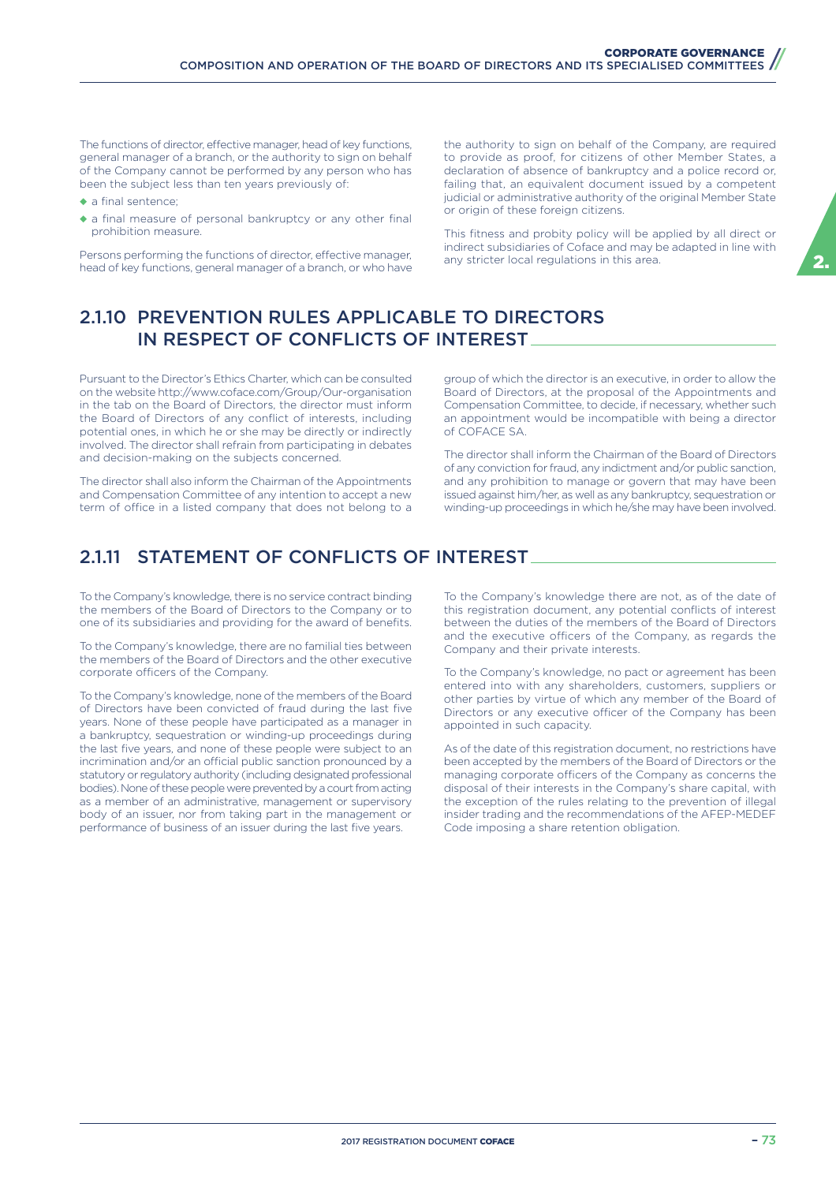The functions of director, effective manager, head of key functions, general manager of a branch, or the authority to sign on behalf of the Company cannot be performed by any person who has been the subject less than ten years previously of:

- a final sentence;
- a final measure of personal bankruptcy or any other final prohibition measure.

Persons performing the functions of director, effective manager, head of key functions, general manager of a branch, or who have the authority to sign on behalf of the Company, are required to provide as proof, for citizens of other Member States, a declaration of absence of bankruptcy and a police record or, failing that, an equivalent document issued by a competent judicial or administrative authority of the original Member State or origin of these foreign citizens.

This fitness and probity policy will be applied by all direct or indirect subsidiaries of Coface and may be adapted in line with any stricter local regulations in this area.

## 2.1.10 PREVENTION RULES APPLICABLE TO DIRECTORS IN RESPECT OF CONFLICTS OF INTEREST

Pursuant to the Director's Ethics Charter, which can be consulted on the website http://www.coface.com/Group/Our-organisation in the tab on the Board of Directors, the director must inform the Board of Directors of any conflict of interests, including potential ones, in which he or she may be directly or indirectly involved. The director shall refrain from participating in debates and decision-making on the subjects concerned.

The director shall also inform the Chairman of the Appointments and Compensation Committee of any intention to accept a new term of office in a listed company that does not belong to a group of which the director is an executive, in order to allow the Board of Directors, at the proposal of the Appointments and Compensation Committee, to decide, if necessary, whether such an appointment would be incompatible with being a director of COFACE SA.

The director shall inform the Chairman of the Board of Directors of any conviction for fraud, any indictment and/or public sanction, and any prohibition to manage or govern that may have been issued against him/her, as well as any bankruptcy, sequestration or winding-up proceedings in which he/she may have been involved.

## 2.1.11 STATEMENT OF CONFLICTS OF INTEREST

To the Company's knowledge, there is no service contract binding the members of the Board of Directors to the Company or to one of its subsidiaries and providing for the award of benefits.

To the Company's knowledge, there are no familial ties between the members of the Board of Directors and the other executive corporate officers of the Company.

To the Company's knowledge, none of the members of the Board of Directors have been convicted of fraud during the last five years. None of these people have participated as a manager in a bankruptcy, sequestration or winding-up proceedings during the last five years, and none of these people were subject to an incrimination and/or an official public sanction pronounced by a statutory or regulatory authority (including designated professional bodies). None of these people were prevented by a court from acting as a member of an administrative, management or supervisory body of an issuer, nor from taking part in the management or performance of business of an issuer during the last five years.

To the Company's knowledge there are not, as of the date of this registration document, any potential conflicts of interest between the duties of the members of the Board of Directors and the executive officers of the Company, as regards the Company and their private interests.

To the Company's knowledge, no pact or agreement has been entered into with any shareholders, customers, suppliers or other parties by virtue of which any member of the Board of Directors or any executive officer of the Company has been appointed in such capacity.

As of the date of this registration document, no restrictions have been accepted by the members of the Board of Directors or the managing corporate officers of the Company as concerns the disposal of their interests in the Company's share capital, with the exception of the rules relating to the prevention of illegal insider trading and the recommendations of the AFEP-MEDEF Code imposing a share retention obligation.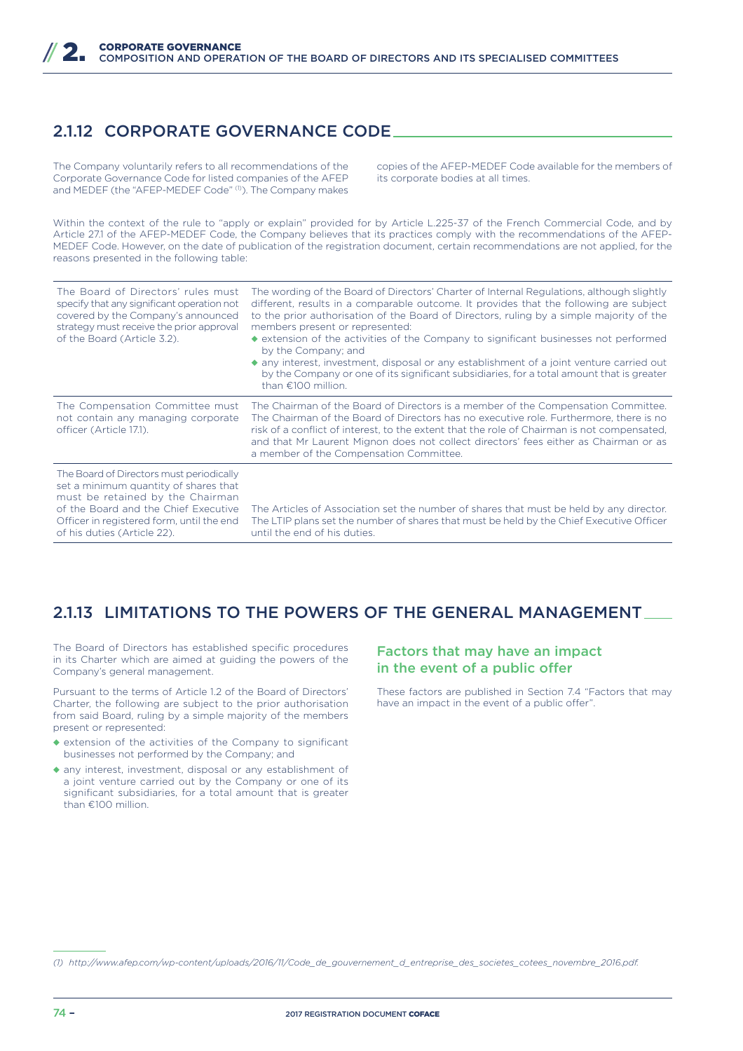## 2.1.12 CORPORATE GOVERNANCE CODE

The Company voluntarily refers to all recommendations of the Corporate Governance Code for listed companies of the AFEP and MEDEF (the "AFEP-MEDEF Code" [1]). The Company makes copies of the AFEP-MEDEF Code available for the members of its corporate bodies at all times.

Within the context of the rule to "apply or explain" provided for by Article L.225-37 of the French Commercial Code, and by Article 27.1 of the AFEP-MEDEF Code, the Company believes that its practices comply with the recommendations of the AFEP-MEDEF Code. However, on the date of publication of the registration document, certain recommendations are not applied, for the reasons presented in the following table:

| | |
|---|---|
| The Board of Directors' rules must specify that any significant operation not covered by the Company's announced strategy must receive the prior approval of the Board (Article 3.2). | The wording of the Board of Directors' Charter of Internal Regulations, although slightly different, results in a comparable outcome. It provides that the following are subject to the prior authorisation of the Board of Directors, ruling by a simple majority of the members present or represented:<br>◆ extension of the activities of the Company to significant businesses not performed by the Company; and<br>◆ any interest, investment, disposal or any establishment of a joint venture carried out by the Company or one of its significant subsidiaries, for a total amount that is greater than €100 million. |
| The Compensation Committee must not contain any managing corporate officer (Article 17.1). | The Chairman of the Board of Directors is a member of the Compensation Committee. The Chairman of the Board of Directors has no executive role. Furthermore, there is no risk of a conflict of interest, to the extent that the role of Chairman is not compensated, and that Mr Laurent Mignon does not collect directors' fees either as Chairman or as a member of the Compensation Committee. |
| The Board of Directors must periodically set a minimum quantity of shares that must be retained by the Chairman of the Board and the Chief Executive Officer in registered form, until the end of his duties (Article 22). | The Articles of Association set the number of shares that must be held by any director. The LTIP plans set the number of shares that must be held by the Chief Executive Officer until the end of his duties. |

## 2.1.13 LIMITATIONS TO THE POWERS OF THE GENERAL MANAGEMENT

The Board of Directors has established specific procedures in its Charter which are aimed at guiding the powers of the Company's general management.

Pursuant to the terms of Article 1.2 of the Board of Directors' Charter, the following are subject to the prior authorisation from said Board, ruling by a simple majority of the members present or represented:

- ◆ extension of the activities of the Company to significant businesses not performed by the Company; and
- ◆ any interest, investment, disposal or any establishment of a joint venture carried out by the Company or one of its significant subsidiaries, for a total amount that is greater than €100 million.

### Factors that may have an impact in the event of a public offer

These factors are published in Section 7.4 "Factors that may have an impact in the event of a public offer".

(1) *http://www.afep.com/wp-content/uploads/2016/11/Code_de_gouvernement_d_entreprise_des_societes_cotees_novembre_2016.pdf.*